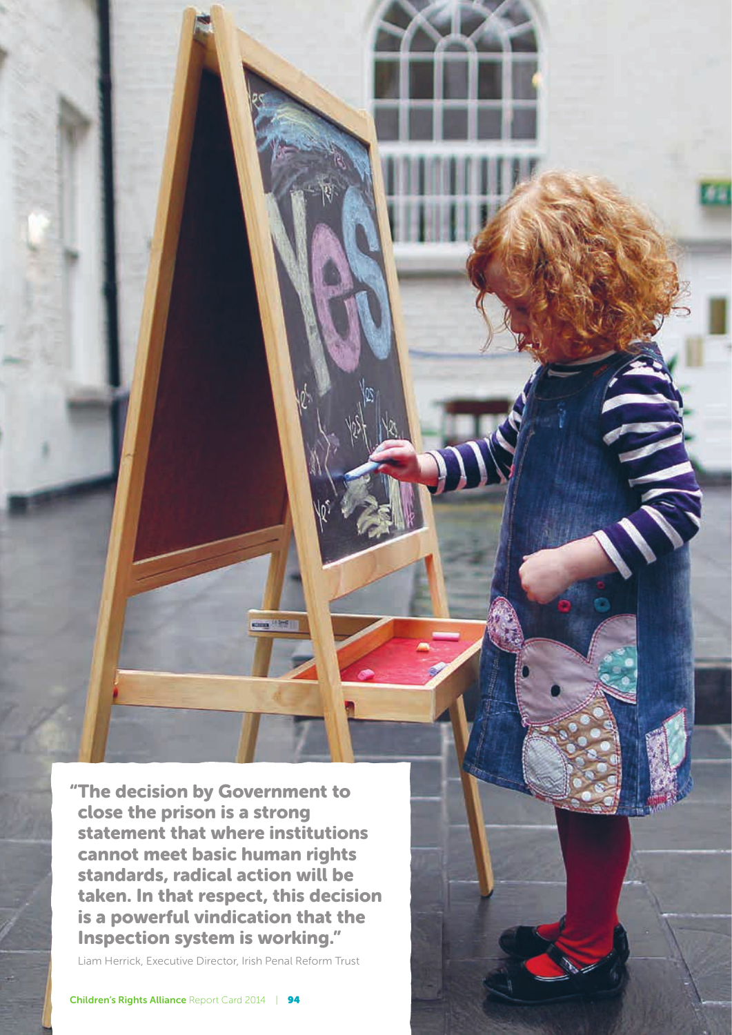"The decision by Government to close the prison is a strong statement that where institutions cannot meet basic human rights standards, radical action will be taken. In that respect, this decision is a powerful vindication that the Inspection system is working."

Liam Herrick, Executive Director, Irish Penal Reform Trust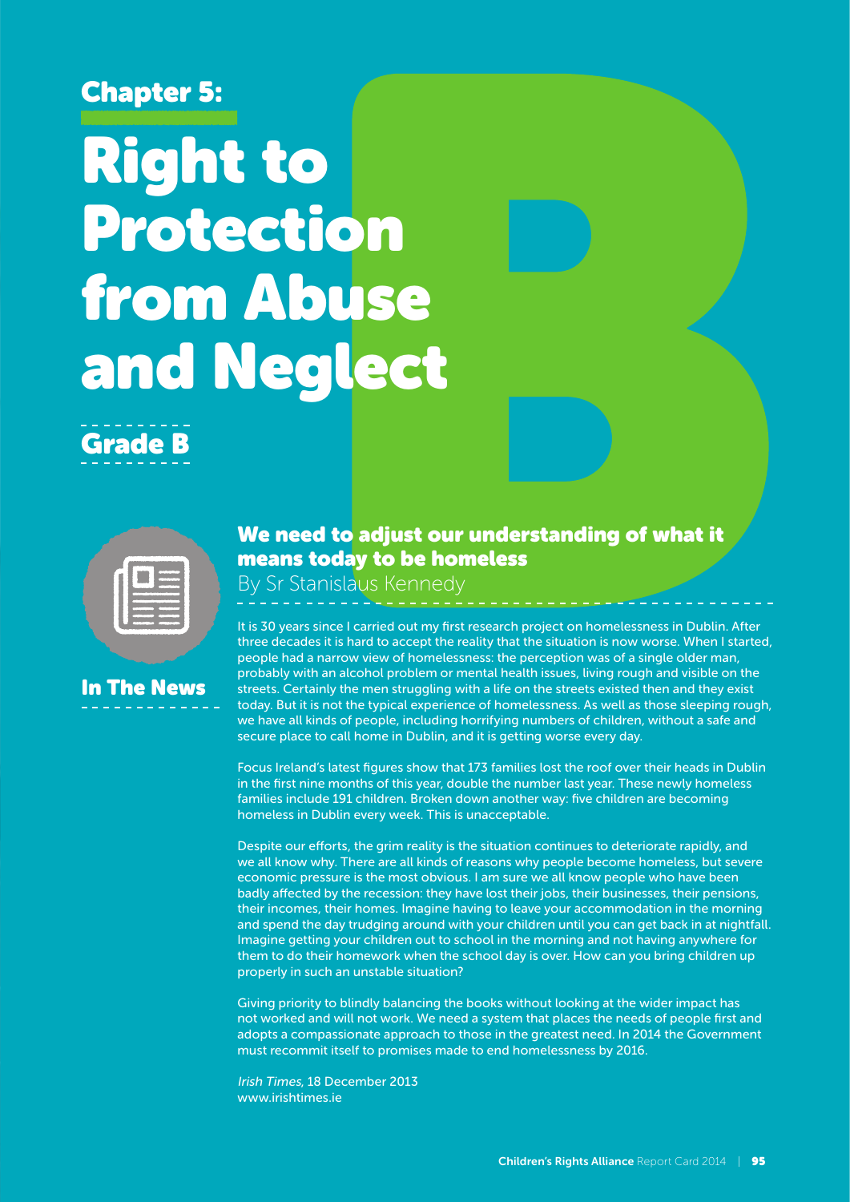**Chapter 5:**

# Right to Protection from Abuse and Neglect

## Grade B

**In The News**

### We need to adjust our understanding of what it means today to be homeless

By Sr Stanislaus Kennedy

It is 30 years since I carried out my first research project on homelessness in Dublin. After three decades it is hard to accept the reality that the situation is now worse. When I started, people had a narrow view of homelessness: the perception was of a single older man, probably with an alcohol problem or mental health issues, living rough and visible on the streets. Certainly the men struggling with a life on the streets existed then and they exist today. But it is not the typical experience of homelessness. As well as those sleeping rough, we have all kinds of people, including horrifying numbers of children, without a safe and secure place to call home in Dublin, and it is getting worse every day.

Focus Ireland's latest figures show that 173 families lost the roof over their heads in Dublin in the first nine months of this year, double the number last year. These newly homeless families include 191 children. Broken down another way: five children are becoming homeless in Dublin every week. This is unacceptable.

Despite our efforts, the grim reality is the situation continues to deteriorate rapidly, and we all know why. There are all kinds of reasons why people become homeless, but severe economic pressure is the most obvious. I am sure we all know people who have been badly affected by the recession: they have lost their jobs, their businesses, their pensions, their incomes, their homes. Imagine having to leave your accommodation in the morning and spend the day trudging around with your children until you can get back in at nightfall. Imagine getting your children out to school in the morning and not having anywhere for them to do their homework when the school day is over. How can you bring children up properly in such an unstable situation?

Giving priority to blindly balancing the books without looking at the wider impact has not worked and will not work. We need a system that places the needs of people first and adopts a compassionate approach to those in the greatest need. In 2014 the Government must recommit itself to promises made to end homelessness by 2016.

*Irish Times,* 18 December 2013
www.irishtimes.ie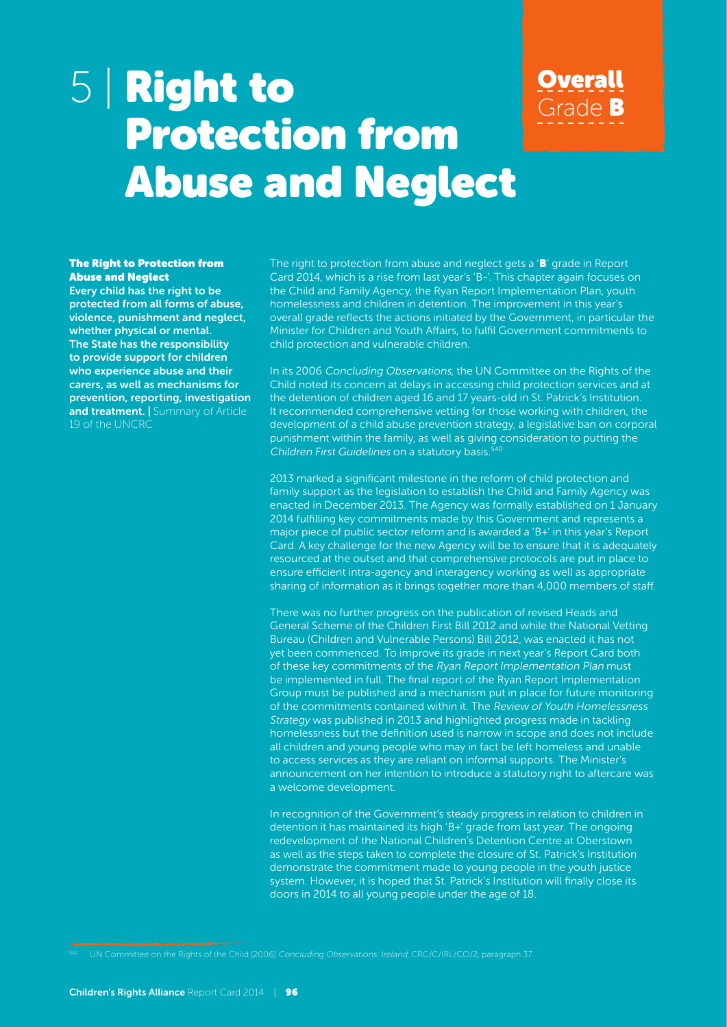# 5 | Right to Protection from Abuse and Neglect

**Overall Grade B**

**The Right to Protection from Abuse and Neglect**

**Every child has the right to be protected from all forms of abuse, violence, punishment and neglect, whether physical or mental. The State has the responsibility to provide support for children who experience abuse and their carers, as well as mechanisms for prevention, reporting, investigation and treatment. |** Summary of Article 19 of the UNCRC

The right to protection from abuse and neglect gets a '**B**' grade in Report Card 2014, which is a rise from last year's 'B-'. This chapter again focuses on the Child and Family Agency, the Ryan Report Implementation Plan, youth homelessness and children in detention. The improvement in this year's overall grade reflects the actions initiated by the Government, in particular the Minister for Children and Youth Affairs, to fulfil Government commitments to child protection and vulnerable children.

In its 2006 *Concluding Observations*, the UN Committee on the Rights of the Child noted its concern at delays in accessing child protection services and at the detention of children aged 16 and 17 years-old in St. Patrick's Institution. It recommended comprehensive vetting for those working with children, the development of a child abuse prevention strategy, a legislative ban on corporal punishment within the family, as well as giving consideration to putting the *Children First Guidelines* on a statutory basis.[540]

2013 marked a significant milestone in the reform of child protection and family support as the legislation to establish the Child and Family Agency was enacted in December 2013. The Agency was formally established on 1 January 2014 fulfilling key commitments made by this Government and represents a major piece of public sector reform and is awarded a 'B+' in this year's Report Card. A key challenge for the new Agency will be to ensure that it is adequately resourced at the outset and that comprehensive protocols are put in place to ensure efficient intra-agency and interagency working as well as appropriate sharing of information as it brings together more than 4,000 members of staff.

There was no further progress on the publication of revised Heads and General Scheme of the Children First Bill 2012 and while the National Vetting Bureau (Children and Vulnerable Persons) Bill 2012, was enacted it has not yet been commenced. To improve its grade in next year's Report Card both of these key commitments of the *Ryan Report Implementation Plan* must be implemented in full. The final report of the Ryan Report Implementation Group must be published and a mechanism put in place for future monitoring of the commitments contained within it. The *Review of Youth Homelessness Strategy* was published in 2013 and highlighted progress made in tackling homelessness but the definition used is narrow in scope and does not include all children and young people who may in fact be left homeless and unable to access services as they are reliant on informal supports. The Minister's announcement on her intention to introduce a statutory right to aftercare was a welcome development.

In recognition of the Government's steady progress in relation to children in detention it has maintained its high 'B+' grade from last year. The ongoing redevelopment of the National Children's Detention Centre at Oberstown as well as the steps taken to complete the closure of St. Patrick's Institution demonstrate the commitment made to young people in the youth justice system. However, it is hoped that St. Patrick's Institution will finally close its doors in 2014 to all young people under the age of 18.

[540] UN Committee on the Rights of the Child (2006) *Concluding Observations: Ireland*, CRC/C/IRL/CO/2, paragraph 37.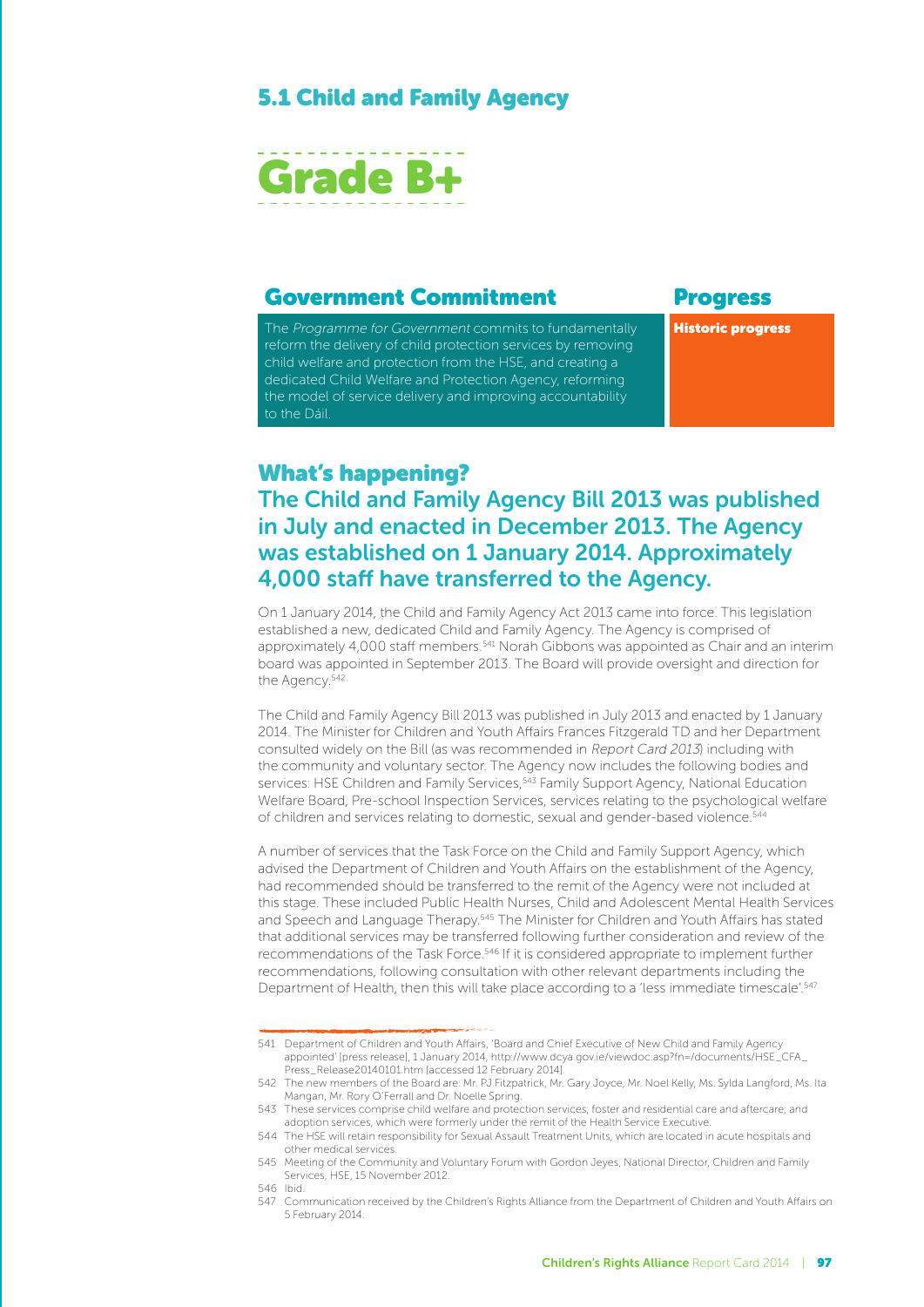## 5.1 Child and Family Agency

# Grade B+

| Government Commitment | Progress |
| --- | --- |
| The *Programme for Government* commits to fundamentally reform the delivery of child protection services by removing child welfare and protection from the HSE, and creating a dedicated Child Welfare and Protection Agency, reforming the model of service delivery and improving accountability to the Dáil. | **Historic progress** |

## What's happening?

### The Child and Family Agency Bill 2013 was published in July and enacted in December 2013. The Agency was established on 1 January 2014. Approximately 4,000 staff have transferred to the Agency.

On 1 January 2014, the Child and Family Agency Act 2013 came into force. This legislation established a new, dedicated Child and Family Agency. The Agency is comprised of approximately 4,000 staff members.[541] Norah Gibbons was appointed as Chair and an interim board was appointed in September 2013. The Board will provide oversight and direction for the Agency.[542]

The Child and Family Agency Bill 2013 was published in July 2013 and enacted by 1 January 2014. The Minister for Children and Youth Affairs Frances Fitzgerald TD and her Department consulted widely on the Bill (as was recommended in *Report Card 2013*) including with the community and voluntary sector. The Agency now includes the following bodies and services: HSE Children and Family Services,[543] Family Support Agency, National Education Welfare Board, Pre-school Inspection Services, services relating to the psychological welfare of children and services relating to domestic, sexual and gender-based violence.[544]

A number of services that the Task Force on the Child and Family Support Agency, which advised the Department of Children and Youth Affairs on the establishment of the Agency, had recommended should be transferred to the remit of the Agency were not included at this stage. These included Public Health Nurses, Child and Adolescent Mental Health Services and Speech and Language Therapy.[545] The Minister for Children and Youth Affairs has stated that additional services may be transferred following further consideration and review of the recommendations of the Task Force.[546] If it is considered appropriate to implement further recommendations, following consultation with other relevant departments including the Department of Health, then this will take place according to a 'less immediate timescale'.[547]

---

541 Department of Children and Youth Affairs, 'Board and Chief Executive of New Child and Family Agency appointed' [press release], 1 January 2014, http://www.dcya.gov.ie/viewdoc.asp?fn=/documents/HSE_CFA_Press_Release20140101.htm [accessed 12 February 2014].

542 The new members of the Board are: Mr. PJ Fitzpatrick, Mr. Gary Joyce, Mr. Noel Kelly, Ms. Sylda Langford, Ms. Ita Mangan, Mr. Rory O'Ferrall and Dr. Noelle Spring.

543 These services comprise child welfare and protection services; foster and residential care and aftercare; and adoption services, which were formerly under the remit of the Health Service Executive.

544 The HSE will retain responsibility for Sexual Assault Treatment Units, which are located in acute hospitals and other medical services.

545 Meeting of the Community and Voluntary Forum with Gordon Jeyes, National Director, Children and Family Services, HSE, 15 November 2012.

546 Ibid.

547 Communication received by the Children's Rights Alliance from the Department of Children and Youth Affairs on 5 February 2014.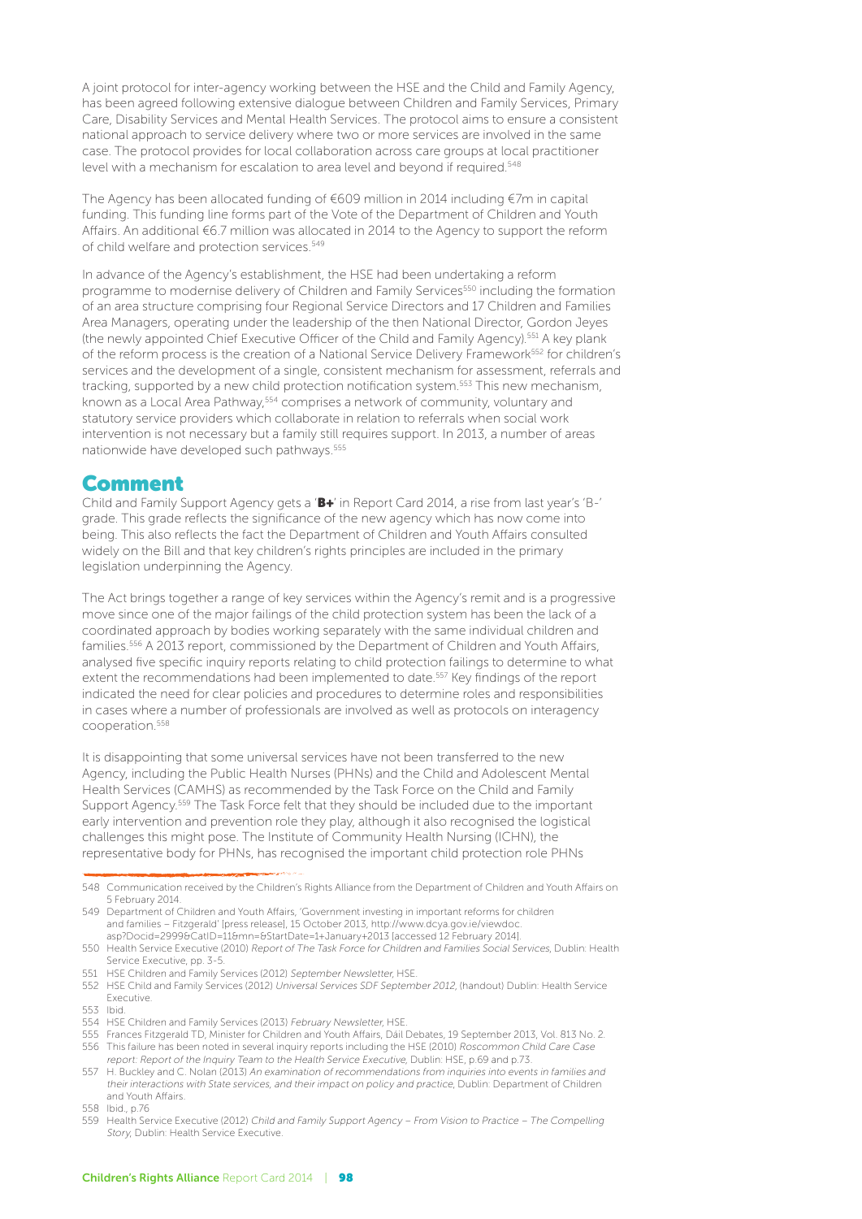A joint protocol for inter-agency working between the HSE and the Child and Family Agency, has been agreed following extensive dialogue between Children and Family Services, Primary Care, Disability Services and Mental Health Services. The protocol aims to ensure a consistent national approach to service delivery where two or more services are involved in the same case. The protocol provides for local collaboration across care groups at local practitioner level with a mechanism for escalation to area level and beyond if required.[548]

The Agency has been allocated funding of €609 million in 2014 including €7m in capital funding. This funding line forms part of the Vote of the Department of Children and Youth Affairs. An additional €6.7 million was allocated in 2014 to the Agency to support the reform of child welfare and protection services.[549]

In advance of the Agency's establishment, the HSE had been undertaking a reform programme to modernise delivery of Children and Family Services[550] including the formation of an area structure comprising four Regional Service Directors and 17 Children and Families Area Managers, operating under the leadership of the then National Director, Gordon Jeyes (the newly appointed Chief Executive Officer of the Child and Family Agency).[551] A key plank of the reform process is the creation of a National Service Delivery Framework[552] for children's services and the development of a single, consistent mechanism for assessment, referrals and tracking, supported by a new child protection notification system.[553] This new mechanism, known as a Local Area Pathway,[554] comprises a network of community, voluntary and statutory service providers which collaborate in relation to referrals when social work intervention is not necessary but a family still requires support. In 2013, a number of areas nationwide have developed such pathways.[555]

## Comment

Child and Family Support Agency gets a '**B+**' in Report Card 2014, a rise from last year's 'B-' grade. This grade reflects the significance of the new agency which has now come into being. This also reflects the fact the Department of Children and Youth Affairs consulted widely on the Bill and that key children's rights principles are included in the primary legislation underpinning the Agency.

The Act brings together a range of key services within the Agency's remit and is a progressive move since one of the major failings of the child protection system has been the lack of a coordinated approach by bodies working separately with the same individual children and families.[556] A 2013 report, commissioned by the Department of Children and Youth Affairs, analysed five specific inquiry reports relating to child protection failings to determine to what extent the recommendations had been implemented to date.[557] Key findings of the report indicated the need for clear policies and procedures to determine roles and responsibilities in cases where a number of professionals are involved as well as protocols on interagency cooperation.[558]

It is disappointing that some universal services have not been transferred to the new Agency, including the Public Health Nurses (PHNs) and the Child and Adolescent Mental Health Services (CAMHS) as recommended by the Task Force on the Child and Family Support Agency.[559] The Task Force felt that they should be included due to the important early intervention and prevention role they play, although it also recognised the logistical challenges this might pose. The Institute of Community Health Nursing (ICHN), the representative body for PHNs, has recognised the important child protection role PHNs

548 Communication received by the Children's Rights Alliance from the Department of Children and Youth Affairs on 5 February 2014.

549 Department of Children and Youth Affairs, 'Government investing in important reforms for children and families – Fitzgerald' [press release], 15 October 2013, http://www.dcya.gov.ie/viewdoc.asp?Docid=2999&CatID=11&mn=&StartDate=1+January+2013 [accessed 12 February 2014].

550 Health Service Executive (2010) *Report of The Task Force for Children and Families Social Services*, Dublin: Health Service Executive, pp. 3-5.

551 HSE Children and Family Services (2012) *September Newsletter*, HSE.

552 HSE Child and Family Services (2012) *Universal Services SDF September 2012*, (handout) Dublin: Health Service Executive.

553 Ibid.

554 HSE Children and Family Services (2013) *February Newsletter*, HSE.

555 Frances Fitzgerald TD, Minister for Children and Youth Affairs, Dáil Debates, 19 September 2013, Vol. 813 No. 2.

556 This failure has been noted in several inquiry reports including the HSE (2010) *Roscommon Child Care Case report: Report of the Inquiry Team to the Health Service Executive*, Dublin: HSE, p.69 and p.73.

557 H. Buckley and C. Nolan (2013) *An examination of recommendations from inquiries into events in families and their interactions with State services, and their impact on policy and practice*, Dublin: Department of Children and Youth Affairs.

558 Ibid., p.76

559 Health Service Executive (2012) *Child and Family Support Agency – From Vision to Practice – The Compelling Story*, Dublin: Health Service Executive.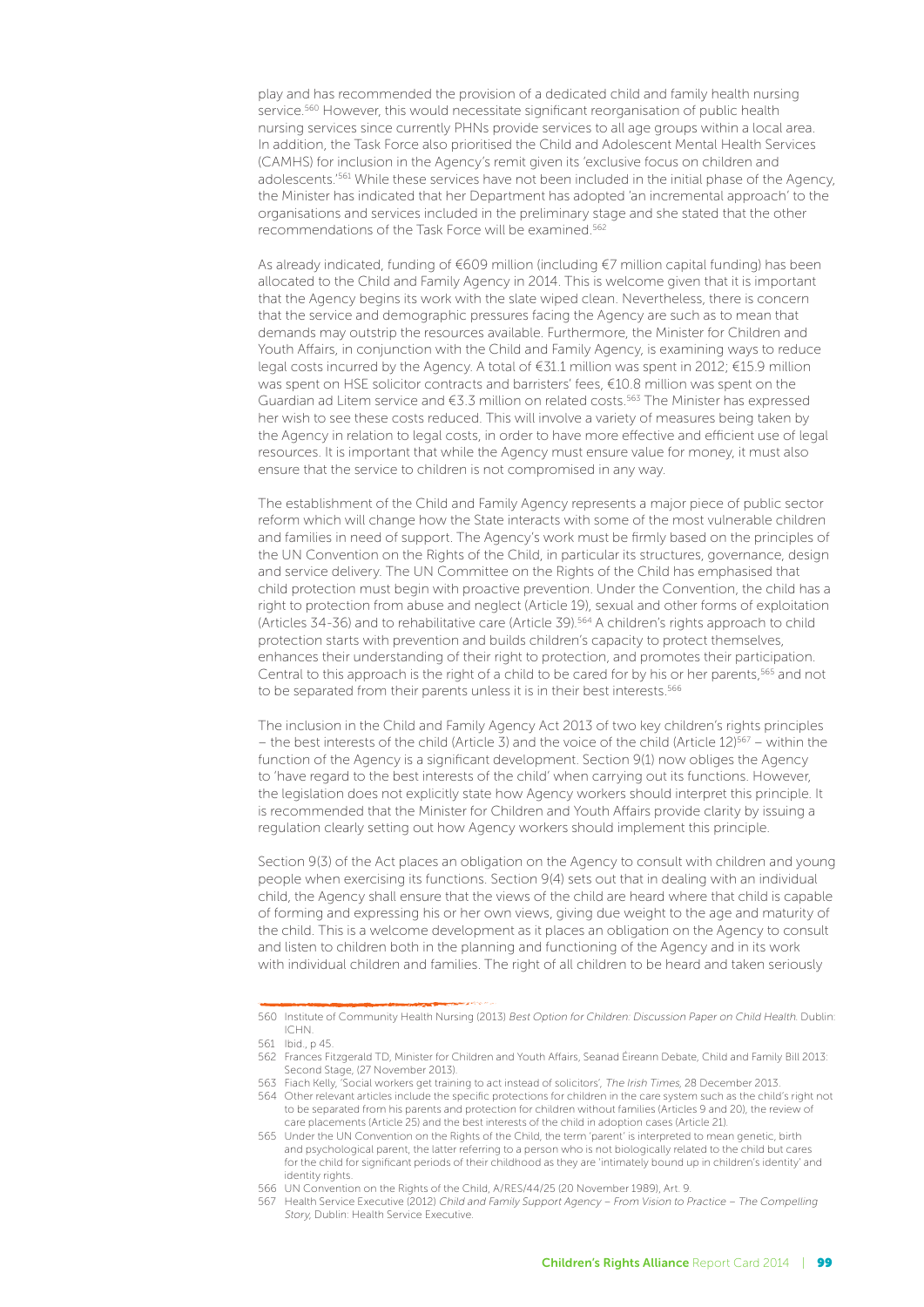play and has recommended the provision of a dedicated child and family health nursing service.[560] However, this would necessitate significant reorganisation of public health nursing services since currently PHNs provide services to all age groups within a local area. In addition, the Task Force also prioritised the Child and Adolescent Mental Health Services (CAMHS) for inclusion in the Agency's remit given its 'exclusive focus on children and adolescents.'[561] While these services have not been included in the initial phase of the Agency, the Minister has indicated that her Department has adopted 'an incremental approach' to the organisations and services included in the preliminary stage and she stated that the other recommendations of the Task Force will be examined.[562]

As already indicated, funding of €609 million (including €7 million capital funding) has been allocated to the Child and Family Agency in 2014. This is welcome given that it is important that the Agency begins its work with the slate wiped clean. Nevertheless, there is concern that the service and demographic pressures facing the Agency are such as to mean that demands may outstrip the resources available. Furthermore, the Minister for Children and Youth Affairs, in conjunction with the Child and Family Agency, is examining ways to reduce legal costs incurred by the Agency. A total of €31.1 million was spent in 2012; €15.9 million was spent on HSE solicitor contracts and barristers' fees, €10.8 million was spent on the Guardian ad Litem service and €3.3 million on related costs.[563] The Minister has expressed her wish to see these costs reduced. This will involve a variety of measures being taken by the Agency in relation to legal costs, in order to have more effective and efficient use of legal resources. It is important that while the Agency must ensure value for money, it must also ensure that the service to children is not compromised in any way.

The establishment of the Child and Family Agency represents a major piece of public sector reform which will change how the State interacts with some of the most vulnerable children and families in need of support. The Agency's work must be firmly based on the principles of the UN Convention on the Rights of the Child, in particular its structures, governance, design and service delivery. The UN Committee on the Rights of the Child has emphasised that child protection must begin with proactive prevention. Under the Convention, the child has a right to protection from abuse and neglect (Article 19), sexual and other forms of exploitation (Articles 34-36) and to rehabilitative care (Article 39).[564] A children's rights approach to child protection starts with prevention and builds children's capacity to protect themselves, enhances their understanding of their right to protection, and promotes their participation. Central to this approach is the right of a child to be cared for by his or her parents,[565] and not to be separated from their parents unless it is in their best interests.[566]

The inclusion in the Child and Family Agency Act 2013 of two key children's rights principles – the best interests of the child (Article 3) and the voice of the child (Article 12)[567] – within the function of the Agency is a significant development. Section 9(1) now obliges the Agency to 'have regard to the best interests of the child' when carrying out its functions. However, the legislation does not explicitly state how Agency workers should interpret this principle. It is recommended that the Minister for Children and Youth Affairs provide clarity by issuing a regulation clearly setting out how Agency workers should implement this principle.

Section 9(3) of the Act places an obligation on the Agency to consult with children and young people when exercising its functions. Section 9(4) sets out that in dealing with an individual child, the Agency shall ensure that the views of the child are heard where that child is capable of forming and expressing his or her own views, giving due weight to the age and maturity of the child. This is a welcome development as it places an obligation on the Agency to consult and listen to children both in the planning and functioning of the Agency and in its work with individual children and families. The right of all children to be heard and taken seriously

---

560 Institute of Community Health Nursing (2013) *Best Option for Children: Discussion Paper on Child Health*. Dublin: ICHN.

561 Ibid., p 45.

562 Frances Fitzgerald TD, Minister for Children and Youth Affairs, Seanad Éireann Debate, Child and Family Bill 2013: Second Stage, (27 November 2013).

563 Fiach Kelly, 'Social workers get training to act instead of solicitors', *The Irish Times*, 28 December 2013.

564 Other relevant articles include the specific protections for children in the care system such as the child's right not to be separated from his parents and protection for children without families (Articles 9 and 20), the review of care placements (Article 25) and the best interests of the child in adoption cases (Article 21).

565 Under the UN Convention on the Rights of the Child, the term 'parent' is interpreted to mean genetic, birth and psychological parent, the latter referring to a person who is not biologically related to the child but cares for the child for significant periods of their childhood as they are 'intimately bound up in children's identity' and identity rights.

566 UN Convention on the Rights of the Child, A/RES/44/25 (20 November 1989), Art. 9.

567 Health Service Executive (2012) *Child and Family Support Agency – From Vision to Practice – The Compelling Story*, Dublin: Health Service Executive.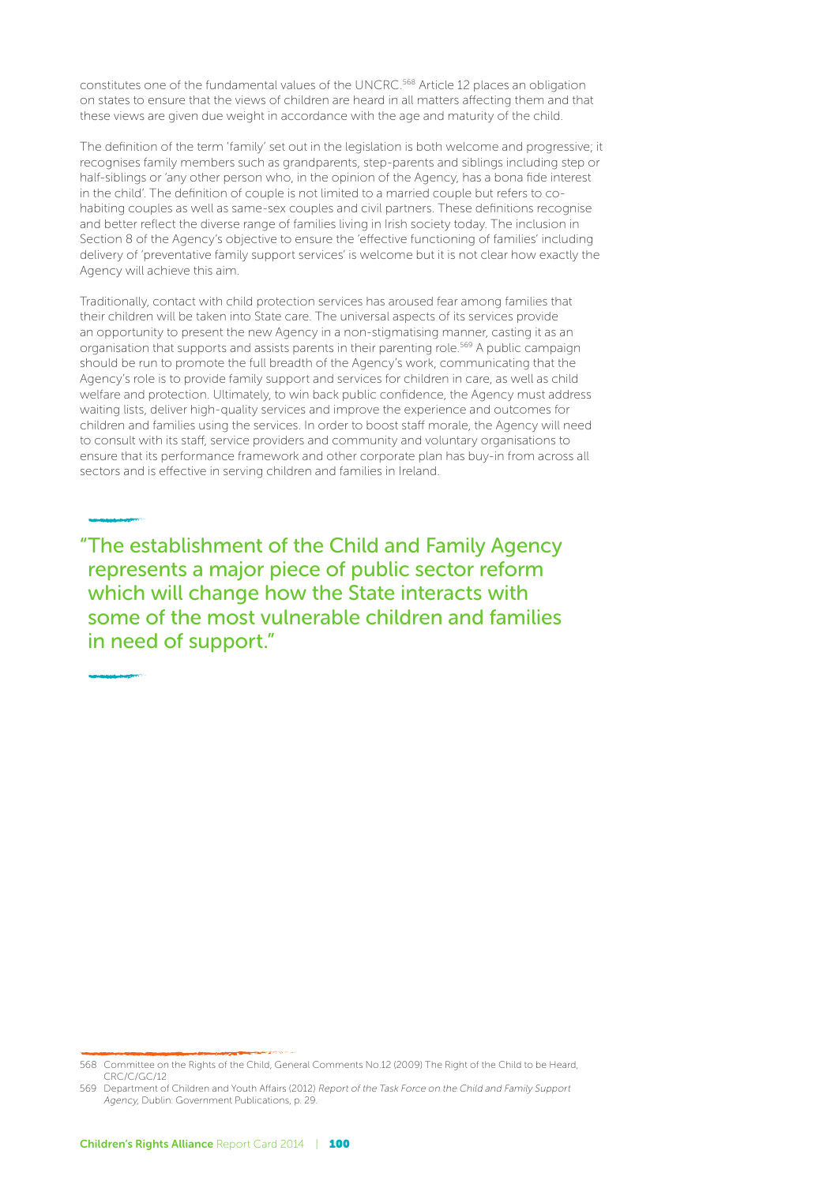constitutes one of the fundamental values of the UNCRC.[568] Article 12 places an obligation on states to ensure that the views of children are heard in all matters affecting them and that these views are given due weight in accordance with the age and maturity of the child.

The definition of the term 'family' set out in the legislation is both welcome and progressive; it recognises family members such as grandparents, step-parents and siblings including step or half-siblings or 'any other person who, in the opinion of the Agency, has a bona fide interest in the child'. The definition of couple is not limited to a married couple but refers to co-habiting couples as well as same-sex couples and civil partners. These definitions recognise and better reflect the diverse range of families living in Irish society today. The inclusion in Section 8 of the Agency's objective to ensure the 'effective functioning of families' including delivery of 'preventative family support services' is welcome but it is not clear how exactly the Agency will achieve this aim.

Traditionally, contact with child protection services has aroused fear among families that their children will be taken into State care. The universal aspects of its services provide an opportunity to present the new Agency in a non-stigmatising manner, casting it as an organisation that supports and assists parents in their parenting role.[569] A public campaign should be run to promote the full breadth of the Agency's work, communicating that the Agency's role is to provide family support and services for children in care, as well as child welfare and protection. Ultimately, to win back public confidence, the Agency must address waiting lists, deliver high-quality services and improve the experience and outcomes for children and families using the services. In order to boost staff morale, the Agency will need to consult with its staff, service providers and community and voluntary organisations to ensure that its performance framework and other corporate plan has buy-in from across all sectors and is effective in serving children and families in Ireland.

> "The establishment of the Child and Family Agency represents a major piece of public sector reform which will change how the State interacts with some of the most vulnerable children and families in need of support."

568 Committee on the Rights of the Child, General Comments No.12 (2009) The Right of the Child to be Heard, CRC/C/GC/12

569 Department of Children and Youth Affairs (2012) *Report of the Task Force on the Child and Family Support Agency*, Dublin: Government Publications, p. 29.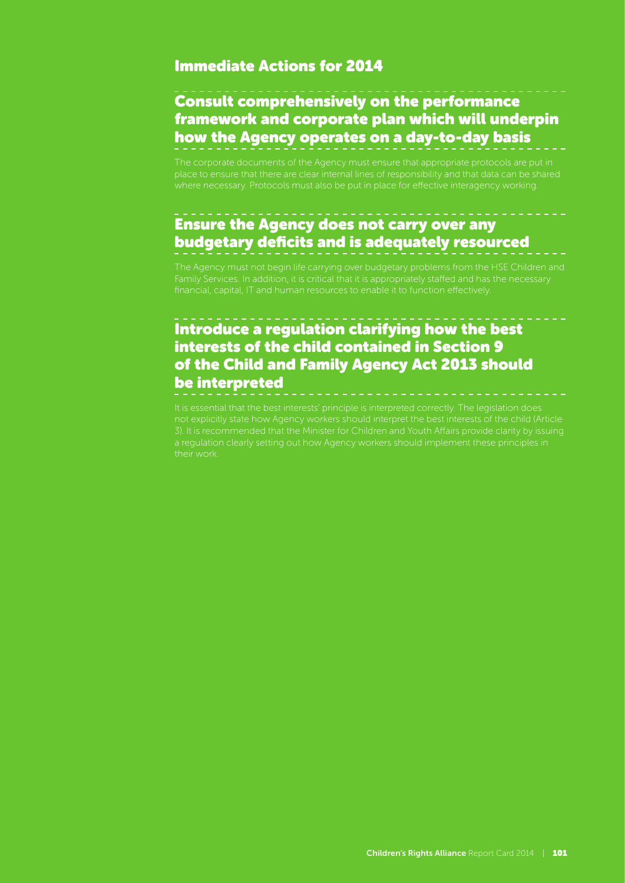## Immediate Actions for 2014

### Consult comprehensively on the performance framework and corporate plan which will underpin how the Agency operates on a day-to-day basis

The corporate documents of the Agency must ensure that appropriate protocols are put in place to ensure that there are clear internal lines of responsibility and that data can be shared where necessary. Protocols must also be put in place for effective interagency working.

### Ensure the Agency does not carry over any budgetary deficits and is adequately resourced

The Agency must not begin life carrying over budgetary problems from the HSE Children and Family Services. In addition, it is critical that it is appropriately staffed and has the necessary financial, capital, IT and human resources to enable it to function effectively.

### Introduce a regulation clarifying how the best interests of the child contained in Section 9 of the Child and Family Agency Act 2013 should be interpreted

It is essential that the best interests' principle is interpreted correctly. The legislation does not explicitly state how Agency workers should interpret the best interests of the child (Article 3). It is recommended that the Minister for Children and Youth Affairs provide clarity by issuing a regulation clearly setting out how Agency workers should implement these principles in their work.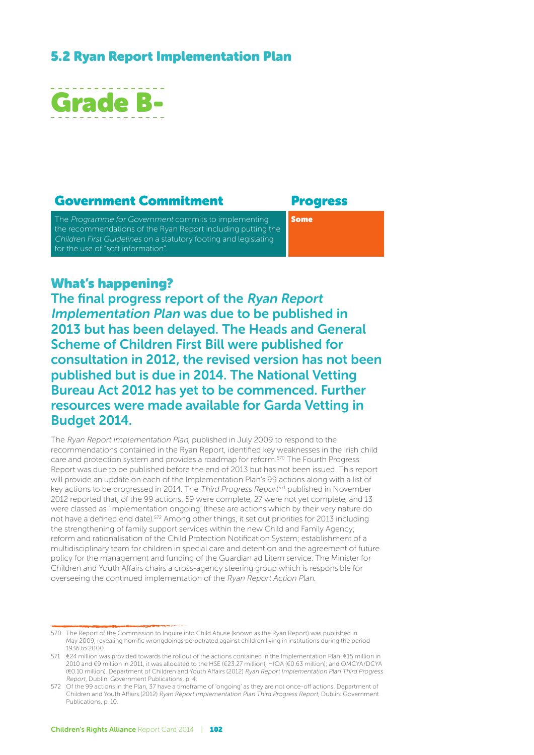## 5.2 Ryan Report Implementation Plan

# Grade B-

| Government Commitment | Progress |
| --- | --- |
| The *Programme for Government* commits to implementing the recommendations of the Ryan Report including putting the *Children First Guidelines* on a statutory footing and legislating for the use of "soft information". | **Some** |

### What's happening?

**The final progress report of the *Ryan Report Implementation Plan* was due to be published in 2013 but has been delayed. The Heads and General Scheme of Children First Bill were published for consultation in 2012, the revised version has not been published but is due in 2014. The National Vetting Bureau Act 2012 has yet to be commenced. Further resources were made available for Garda Vetting in Budget 2014.**

The *Ryan Report Implementation Plan*, published in July 2009 to respond to the recommendations contained in the Ryan Report, identified key weaknesses in the Irish child care and protection system and provides a roadmap for reform.[570] The Fourth Progress Report was due to be published before the end of 2013 but has not been issued. This report will provide an update on each of the Implementation Plan's 99 actions along with a list of key actions to be progressed in 2014. The *Third Progress Report*[571] published in November 2012 reported that, of the 99 actions, 59 were complete, 27 were not yet complete, and 13 were classed as 'implementation ongoing' (these are actions which by their very nature do not have a defined end date).[572] Among other things, it set out priorities for 2013 including the strengthening of family support services within the new Child and Family Agency; reform and rationalisation of the Child Protection Notification System; establishment of a multidisciplinary team for children in special care and detention and the agreement of future policy for the management and funding of the Guardian ad Litem service. The Minister for Children and Youth Affairs chairs a cross-agency steering group which is responsible for overseeing the continued implementation of the *Ryan Report Action Plan*.

570 The Report of the Commission to Inquire into Child Abuse (known as the Ryan Report) was published in May 2009, revealing horrific wrongdoings perpetrated against children living in institutions during the period 1936 to 2000.

571 €24 million was provided towards the rollout of the actions contained in the Implementation Plan: €15 million in 2010 and €9 million in 2011, it was allocated to the HSE (€23.27 million), HIQA (€0.63 million); and OMCYA/DCYA (€0.10 million). Department of Children and Youth Affairs (2012) *Ryan Report Implementation Plan Third Progress Report*, Dublin: Government Publications, p. 4.

572 Of the 99 actions in the Plan, 37 have a timeframe of 'ongoing' as they are not once-off actions. Department of Children and Youth Affairs (2012) *Ryan Report Implementation Plan Third Progress Report*, Dublin: Government Publications, p. 10.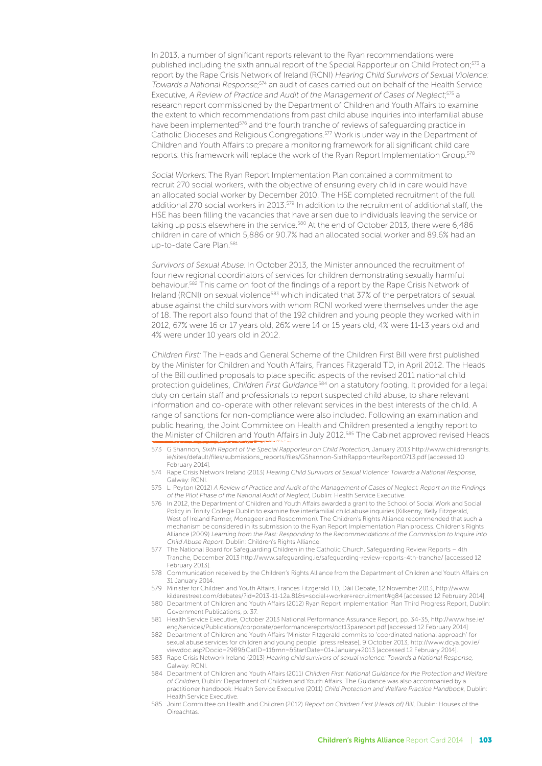In 2013, a number of significant reports relevant to the Ryan recommendations were published including the sixth annual report of the Special Rapporteur on Child Protection;[573] a report by the Rape Crisis Network of Ireland (RCNI) *Hearing Child Survivors of Sexual Violence: Towards a National Response*;[574] an audit of cases carried out on behalf of the Health Service Executive, *A Review of Practice and Audit of the Management of Cases of Neglect*;[575] a research report commissioned by the Department of Children and Youth Affairs to examine the extent to which recommendations from past child abuse inquiries into interfamilial abuse have been implemented[576] and the fourth tranche of reviews of safeguarding practice in Catholic Dioceses and Religious Congregations.[577] Work is under way in the Department of Children and Youth Affairs to prepare a monitoring framework for all significant child care reports: this framework will replace the work of the Ryan Report Implementation Group.[578]

*Social Workers:* The Ryan Report Implementation Plan contained a commitment to recruit 270 social workers, with the objective of ensuring every child in care would have an allocated social worker by December 2010. The HSE completed recruitment of the full additional 270 social workers in 2013.[579] In addition to the recruitment of additional staff, the HSE has been filling the vacancies that have arisen due to individuals leaving the service or taking up posts elsewhere in the service.[580] At the end of October 2013, there were 6,486 children in care of which 5,886 or 90.7% had an allocated social worker and 89.6% had an up-to-date Care Plan.[581]

*Survivors of Sexual Abuse:* In October 2013, the Minister announced the recruitment of four new regional coordinators of services for children demonstrating sexually harmful behaviour.[582] This came on foot of the findings of a report by the Rape Crisis Network of Ireland (RCNI) on sexual violence[583] which indicated that 37% of the perpetrators of sexual abuse against the child survivors with whom RCNI worked were themselves under the age of 18. The report also found that of the 192 children and young people they worked with in 2012, 67% were 16 or 17 years old, 26% were 14 or 15 years old, 4% were 11-13 years old and 4% were under 10 years old in 2012.

*Children First:* The Heads and General Scheme of the Children First Bill were first published by the Minister for Children and Youth Affairs, Frances Fitzgerald TD, in April 2012. The Heads of the Bill outlined proposals to place specific aspects of the revised 2011 national child protection guidelines, *Children First Guidance*[584] on a statutory footing. It provided for a legal duty on certain staff and professionals to report suspected child abuse, to share relevant information and co-operate with other relevant services in the best interests of the child. A range of sanctions for non-compliance were also included. Following an examination and public hearing, the Joint Committee on Health and Children presented a lengthy report to the Minister of Children and Youth Affairs in July 2012.[585] The Cabinet approved revised Heads

573 G Shannon, *Sixth Report of the Special Rapporteur on Child Protection*, January 2013 http://www.childrensrights.ie/sites/default/files/submissions_reports/files/GShannon-SixthRapporrteurReport0713.pdf [accessed 10 February 2014].

574 Rape Crisis Network Ireland (2013) *Hearing Child Survivors of Sexual Violence: Towards a National Response*, Galway: RCNI.

575 L. Peyton (2012) *A Review of Practice and Audit of the Management of Cases of Neglect: Report on the Findings of the Pilot Phase of the National Audit of Neglect*, Dublin: Health Service Executive.

576 In 2012, the Department of Children and Youth Affairs awarded a grant to the School of Social Work and Social Policy in Trinity College Dublin to examine five interfamilial child abuse inquiries (Kilkenny, Kelly Fitzgerald, West of Ireland Farmer, Monageer and Roscommon). The Children's Rights Alliance recommended that such a mechanism be considered in its submission to the Ryan Report Implementation Plan process. Children's Rights Alliance (2009) *Learning from the Past: Responding to the Recommendations of the Commission to Inquire into Child Abuse Report*, Dublin: Children's Rights Alliance.

577 The National Board for Safeguarding Children in the Catholic Church, Safeguarding Review Reports – 4th Tranche, December 2013 http://www.safeguarding.ie/safeguarding-review-reports-4th-tranche/ [accessed 12 February 2013].

578 Communication received by the Children's Rights Alliance from the Department of Children and Youth Affairs on 31 January 2014.

579 Minister for Children and Youth Affairs, Frances Fitzgerald TD, Dáil Debate, 12 November 2013, http://www.kildarestreet.com/debates/?id=2013-11-12a.81&s=social+worker+recruitment#g84 [accessed 12 February 2014].

580 Department of Children and Youth Affairs (2012) Ryan Report Implementation Plan Third Progress Report, Dublin: Government Publications, p. 37.

581 Health Service Executive, October 2013 National Performance Assurance Report, pp. 34-35, http://www.hse.ie/eng/services/Publications/corporate/performancereports/oct13pareport.pdf [accessed 12 February 2014]

582 Department of Children and Youth Affairs 'Minister Fitzgerald commits to 'coordinated national approach' for sexual abuse services for children and young people' [press release], 9 October 2013, http://www.dcya.gov.ie/viewdoc.asp?Docid=2989&CatID=11&mn=&StartDate=01+January+2013 [accessed 12 February 2014].

583 Rape Crisis Network Ireland (2013) *Hearing child survivors of sexual violence: Towards a National Response*, Galway: RCNI.

584 Department of Children and Youth Affairs (2011) *Children First: National Guidance for the Protection and Welfare of Children*, Dublin: Department of Children and Youth Affairs. The Guidance was also accompanied by a practitioner handbook: Health Service Executive (2011) *Child Protection and Welfare Practice Handbook*, Dublin: Health Service Executive.

585 Joint Committee on Health and Children (2012) *Report on Children First (Heads of) Bill*, Dublin: Houses of the Oireachtas.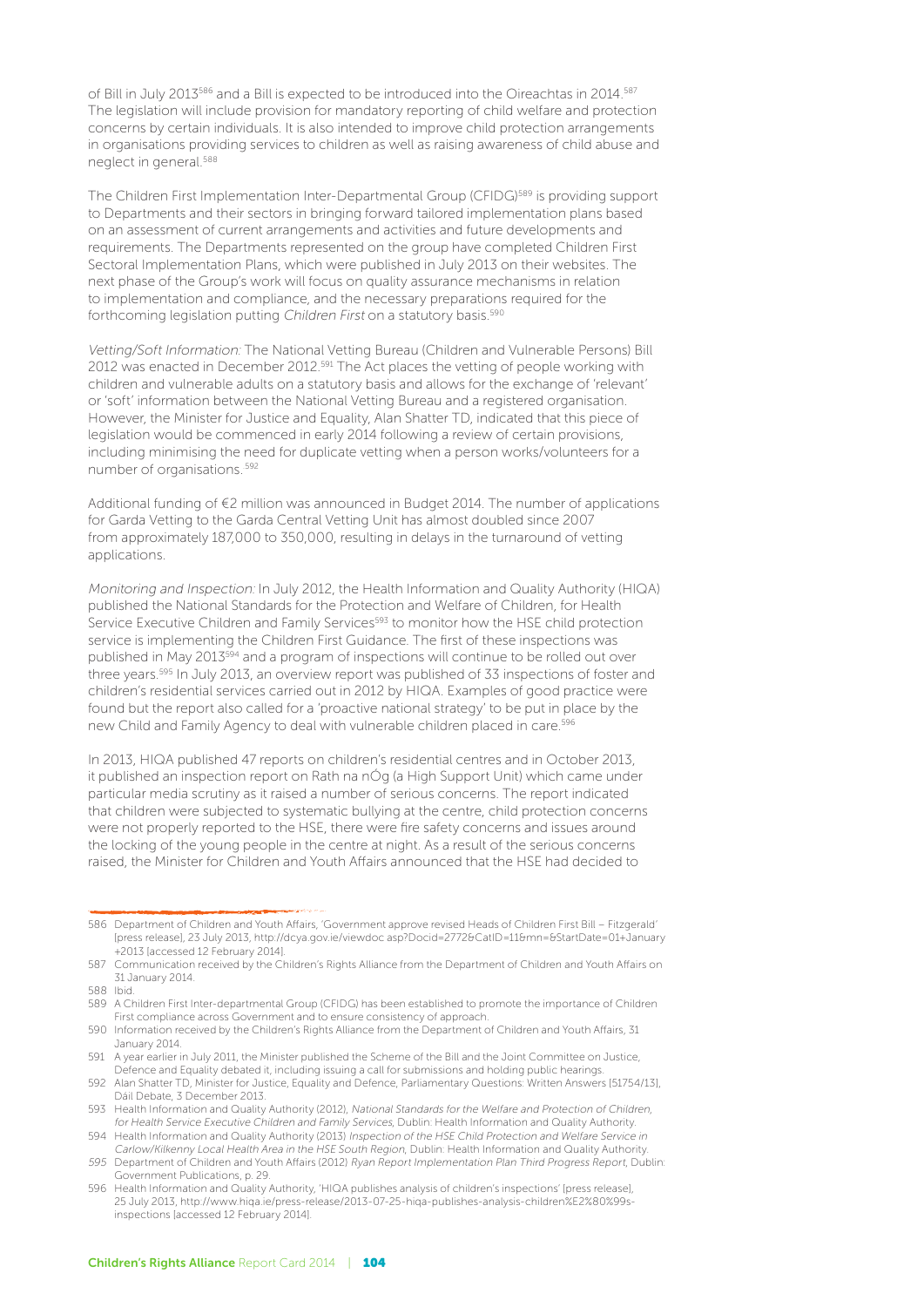of Bill in July 2013[586] and a Bill is expected to be introduced into the Oireachtas in 2014.[587] The legislation will include provision for mandatory reporting of child welfare and protection concerns by certain individuals. It is also intended to improve child protection arrangements in organisations providing services to children as well as raising awareness of child abuse and neglect in general.[588]

The Children First Implementation Inter-Departmental Group (CFIDG)[589] is providing support to Departments and their sectors in bringing forward tailored implementation plans based on an assessment of current arrangements and activities and future developments and requirements. The Departments represented on the group have completed Children First Sectoral Implementation Plans, which were published in July 2013 on their websites. The next phase of the Group's work will focus on quality assurance mechanisms in relation to implementation and compliance, and the necessary preparations required for the forthcoming legislation putting *Children First* on a statutory basis.[590]

*Vetting/Soft Information:* The National Vetting Bureau (Children and Vulnerable Persons) Bill 2012 was enacted in December 2012.[591] The Act places the vetting of people working with children and vulnerable adults on a statutory basis and allows for the exchange of 'relevant' or 'soft' information between the National Vetting Bureau and a registered organisation. However, the Minister for Justice and Equality, Alan Shatter TD, indicated that this piece of legislation would be commenced in early 2014 following a review of certain provisions, including minimising the need for duplicate vetting when a person works/volunteers for a number of organisations.[592]

Additional funding of €2 million was announced in Budget 2014. The number of applications for Garda Vetting to the Garda Central Vetting Unit has almost doubled since 2007 from approximately 187,000 to 350,000, resulting in delays in the turnaround of vetting applications.

*Monitoring and Inspection:* In July 2012, the Health Information and Quality Authority (HIQA) published the National Standards for the Protection and Welfare of Children, for Health Service Executive Children and Family Services[593] to monitor how the HSE child protection service is implementing the Children First Guidance. The first of these inspections was published in May 2013[594] and a program of inspections will continue to be rolled out over three years.[595] In July 2013, an overview report was published of 33 inspections of foster and children's residential services carried out in 2012 by HIQA. Examples of good practice were found but the report also called for a 'proactive national strategy' to be put in place by the new Child and Family Agency to deal with vulnerable children placed in care.[596]

In 2013, HIQA published 47 reports on children's residential centres and in October 2013, it published an inspection report on Rath na nÓg (a High Support Unit) which came under particular media scrutiny as it raised a number of serious concerns. The report indicated that children were subjected to systematic bullying at the centre, child protection concerns were not properly reported to the HSE, there were fire safety concerns and issues around the locking of the young people in the centre at night. As a result of the serious concerns raised, the Minister for Children and Youth Affairs announced that the HSE had decided to

---

586 Department of Children and Youth Affairs, 'Government approve revised Heads of Children First Bill – Fitzgerald' [press release], 23 July 2013, http://dcya.gov.ie/viewdoc asp?Docid=2772&CatID=11&mn=&StartDate=01+January+2013 [accessed 12 February 2014].

587 Communication received by the Children's Rights Alliance from the Department of Children and Youth Affairs on 31 January 2014.

588 Ibid.

589 A Children First Inter-departmental Group (CFIDG) has been established to promote the importance of Children First compliance across Government and to ensure consistency of approach.

590 Information received by the Children's Rights Alliance from the Department of Children and Youth Affairs, 31 January 2014.

591 A year earlier in July 2011, the Minister published the Scheme of the Bill and the Joint Committee on Justice, Defence and Equality debated it, including issuing a call for submissions and holding public hearings.

592 Alan Shatter TD, Minister for Justice, Equality and Defence, Parliamentary Questions: Written Answers [51754/13], Dáil Debate, 3 December 2013.

593 Health Information and Quality Authority (2012), *National Standards for the Welfare and Protection of Children, for Health Service Executive Children and Family Services*, Dublin: Health Information and Quality Authority.

594 Health Information and Quality Authority (2013) *Inspection of the HSE Child Protection and Welfare Service in Carlow/Kilkenny Local Health Area in the HSE South Region*, Dublin: Health Information and Quality Authority.

595 Department of Children and Youth Affairs (2012) *Ryan Report Implementation Plan Third Progress Report*, Dublin: Government Publications, p. 29.

596 Health Information and Quality Authority, 'HIQA publishes analysis of children's inspections' [press release], 25 July 2013, http://www.hiqa.ie/press-release/2013-07-25-hiqa-publishes-analysis-children%E2%80%99s-inspections [accessed 12 February 2014].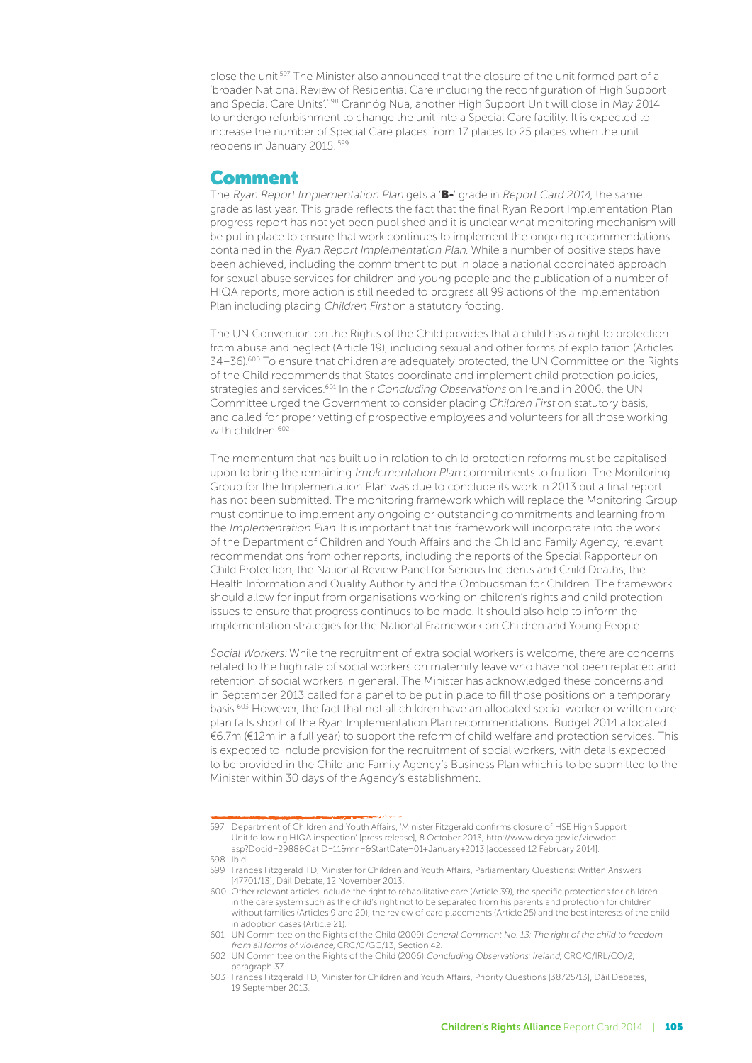close the unit.[597] The Minister also announced that the closure of the unit formed part of a 'broader National Review of Residential Care including the reconfiguration of High Support and Special Care Units'.[598] Crannóg Nua, another High Support Unit will close in May 2014 to undergo refurbishment to change the unit into a Special Care facility. It is expected to increase the number of Special Care places from 17 places to 25 places when the unit reopens in January 2015.[599]

## Comment

The *Ryan Report Implementation Plan* gets a '**B-**' grade in *Report Card 2014*, the same grade as last year. This grade reflects the fact that the final Ryan Report Implementation Plan progress report has not yet been published and it is unclear what monitoring mechanism will be put in place to ensure that work continues to implement the ongoing recommendations contained in the *Ryan Report Implementation Plan*. While a number of positive steps have been achieved, including the commitment to put in place a national coordinated approach for sexual abuse services for children and young people and the publication of a number of HIQA reports, more action is still needed to progress all 99 actions of the Implementation Plan including placing *Children First* on a statutory footing.

The UN Convention on the Rights of the Child provides that a child has a right to protection from abuse and neglect (Article 19), including sexual and other forms of exploitation (Articles 34–36).[600] To ensure that children are adequately protected, the UN Committee on the Rights of the Child recommends that States coordinate and implement child protection policies, strategies and services.[601] In their *Concluding Observations* on Ireland in 2006, the UN Committee urged the Government to consider placing *Children First* on statutory basis, and called for proper vetting of prospective employees and volunteers for all those working with children.[602]

The momentum that has built up in relation to child protection reforms must be capitalised upon to bring the remaining *Implementation Plan* commitments to fruition. The Monitoring Group for the Implementation Plan was due to conclude its work in 2013 but a final report has not been submitted. The monitoring framework which will replace the Monitoring Group must continue to implement any ongoing or outstanding commitments and learning from the *Implementation Plan*. It is important that this framework will incorporate into the work of the Department of Children and Youth Affairs and the Child and Family Agency, relevant recommendations from other reports, including the reports of the Special Rapporteur on Child Protection, the National Review Panel for Serious Incidents and Child Deaths, the Health Information and Quality Authority and the Ombudsman for Children. The framework should allow for input from organisations working on children's rights and child protection issues to ensure that progress continues to be made. It should also help to inform the implementation strategies for the National Framework on Children and Young People.

*Social Workers:* While the recruitment of extra social workers is welcome, there are concerns related to the high rate of social workers on maternity leave who have not been replaced and retention of social workers in general. The Minister has acknowledged these concerns and in September 2013 called for a panel to be put in place to fill those positions on a temporary basis.[603] However, the fact that not all children have an allocated social worker or written care plan falls short of the Ryan Implementation Plan recommendations. Budget 2014 allocated €6.7m (€12m in a full year) to support the reform of child welfare and protection services. This is expected to include provision for the recruitment of social workers, with details expected to be provided in the Child and Family Agency's Business Plan which is to be submitted to the Minister within 30 days of the Agency's establishment.

---

597 Department of Children and Youth Affairs, 'Minister Fitzgerald confirms closure of HSE High Support Unit following HIQA inspection' [press release], 8 October 2013, http://www.dcya.gov.ie/viewdoc.asp?Docid=2988&CatID=11&mn=&StartDate=01+January+2013 [accessed 12 February 2014].

598 Ibid.

599 Frances Fitzgerald TD, Minister for Children and Youth Affairs, Parliamentary Questions: Written Answers [47701/13], Dáil Debate, 12 November 2013.

600 Other relevant articles include the right to rehabilitative care (Article 39), the specific protections for children in the care system such as the child's right not to be separated from his parents and protection for children without families (Articles 9 and 20), the review of care placements (Article 25) and the best interests of the child in adoption cases (Article 21).

601 UN Committee on the Rights of the Child (2009) *General Comment No. 13: The right of the child to freedom from all forms of violence*, CRC/C/GC/13, Section 42.

602 UN Committee on the Rights of the Child (2006) *Concluding Observations: Ireland*, CRC/C/IRL/CO/2, paragraph 37.

603 Frances Fitzgerald TD, Minister for Children and Youth Affairs, Priority Questions [38725/13], Dáil Debates, 19 September 2013.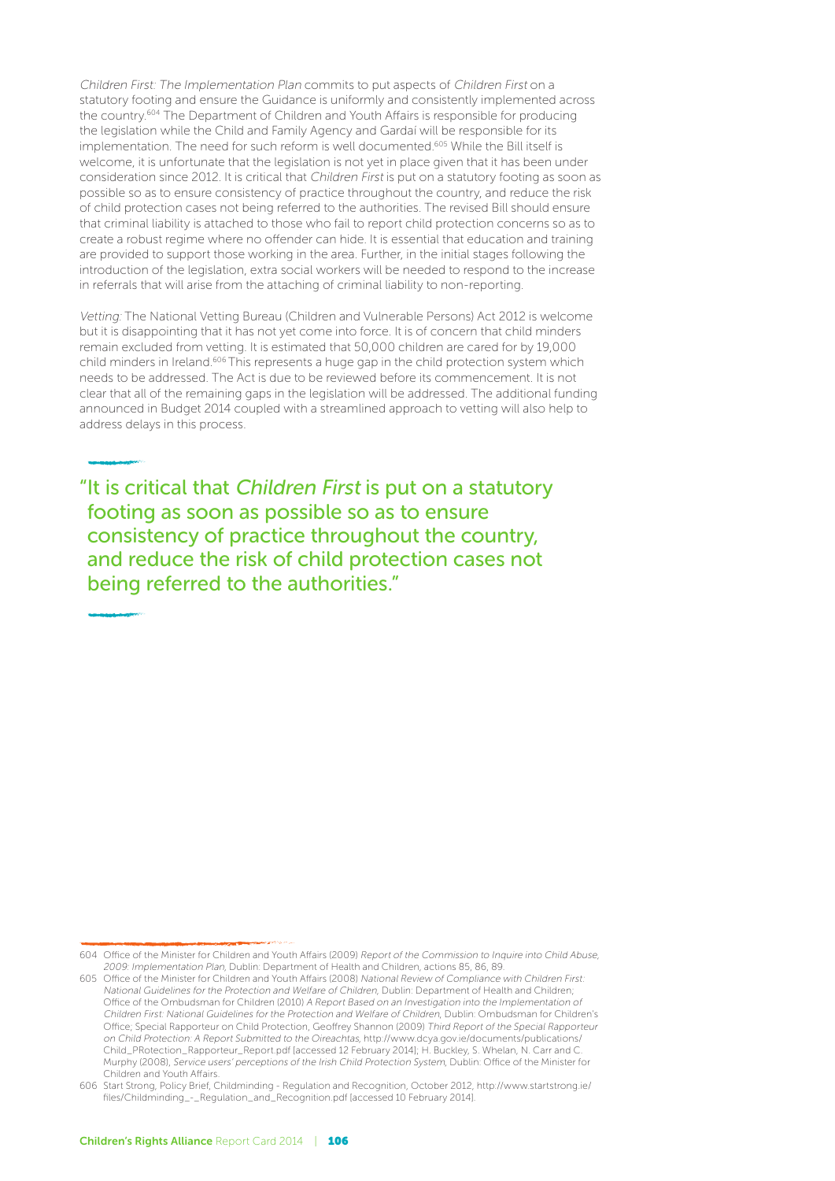*Children First: The Implementation Plan* commits to put aspects of *Children First* on a statutory footing and ensure the Guidance is uniformly and consistently implemented across the country.[604] The Department of Children and Youth Affairs is responsible for producing the legislation while the Child and Family Agency and Gardaí will be responsible for its implementation. The need for such reform is well documented.[605] While the Bill itself is welcome, it is unfortunate that the legislation is not yet in place given that it has been under consideration since 2012. It is critical that *Children First* is put on a statutory footing as soon as possible so as to ensure consistency of practice throughout the country, and reduce the risk of child protection cases not being referred to the authorities. The revised Bill should ensure that criminal liability is attached to those who fail to report child protection concerns so as to create a robust regime where no offender can hide. It is essential that education and training are provided to support those working in the area. Further, in the initial stages following the introduction of the legislation, extra social workers will be needed to respond to the increase in referrals that will arise from the attaching of criminal liability to non-reporting.

*Vetting:* The National Vetting Bureau (Children and Vulnerable Persons) Act 2012 is welcome but it is disappointing that it has not yet come into force. It is of concern that child minders remain excluded from vetting. It is estimated that 50,000 children are cared for by 19,000 child minders in Ireland.[606] This represents a huge gap in the child protection system which needs to be addressed. The Act is due to be reviewed before its commencement. It is not clear that all of the remaining gaps in the legislation will be addressed. The additional funding announced in Budget 2014 coupled with a streamlined approach to vetting will also help to address delays in this process.

> "It is critical that *Children First* is put on a statutory footing as soon as possible so as to ensure consistency of practice throughout the country, and reduce the risk of child protection cases not being referred to the authorities."

---

604 Office of the Minister for Children and Youth Affairs (2009) *Report of the Commission to Inquire into Child Abuse, 2009: Implementation Plan*, Dublin: Department of Health and Children, actions 85, 86, 89.

605 Office of the Minister for Children and Youth Affairs (2008) *National Review of Compliance with Children First: National Guidelines for the Protection and Welfare of Children*, Dublin: Department of Health and Children; Office of the Ombudsman for Children (2010) *A Report Based on an Investigation into the Implementation of Children First: National Guidelines for the Protection and Welfare of Children*, Dublin: Ombudsman for Children's Office; Special Rapporteur on Child Protection, Geoffrey Shannon (2009) *Third Report of the Special Rapporteur on Child Protection: A Report Submitted to the Oireachtas*, http://www.dcya.gov.ie/documents/publications/Child_PRotection_Rapporteur_Report.pdf [accessed 12 February 2014]; H. Buckley, S. Whelan, N. Carr and C. Murphy (2008), *Service users' perceptions of the Irish Child Protection System*, Dublin: Office of the Minister for Children and Youth Affairs.

606 Start Strong, Policy Brief, Childminding - Regulation and Recognition, October 2012, http://www.startstrong.ie/files/Childminding_-_Regulation_and_Recognition.pdf [accessed 10 February 2014].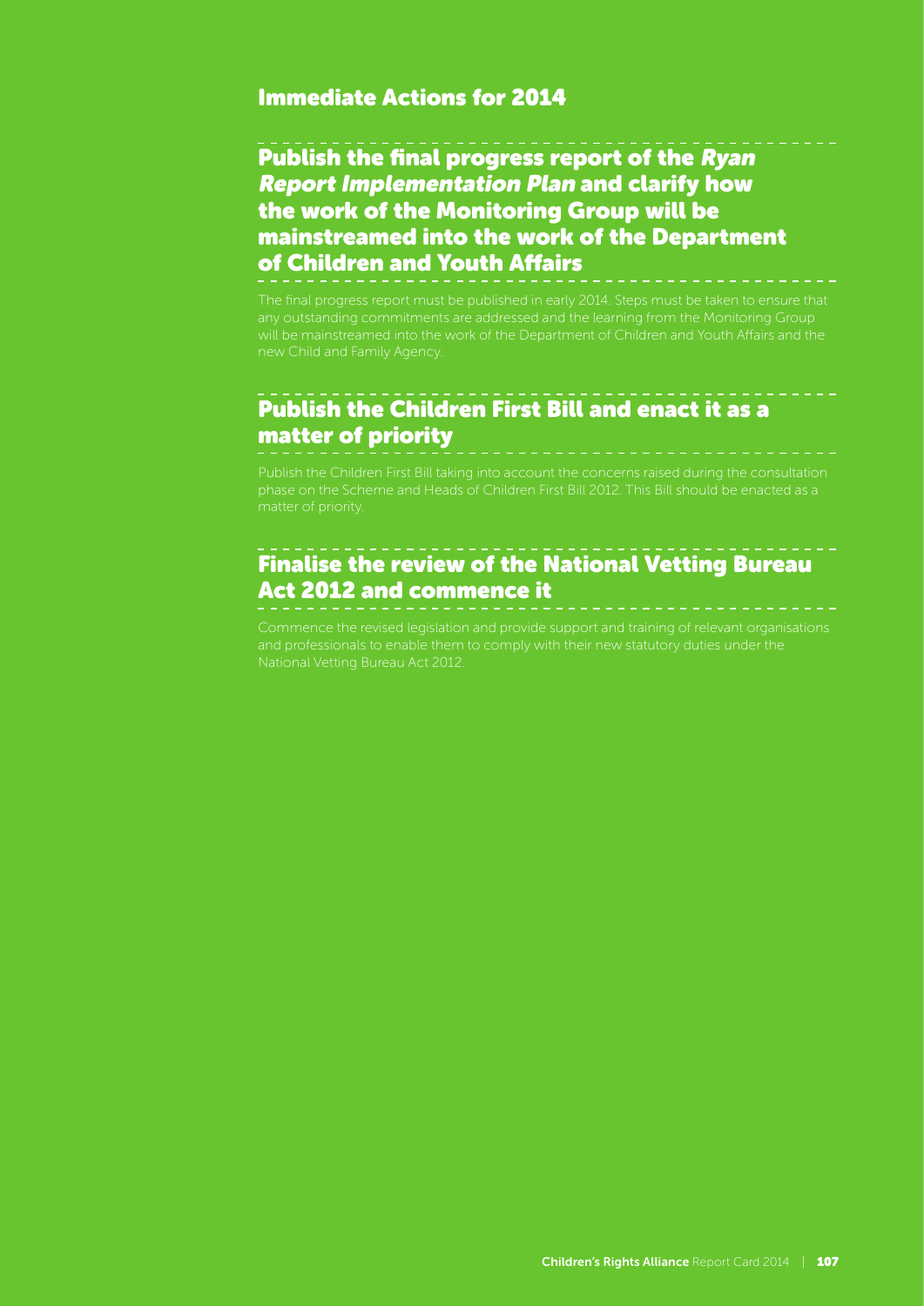## Immediate Actions for 2014

### Publish the final progress report of the *Ryan Report Implementation Plan* and clarify how the work of the Monitoring Group will be mainstreamed into the work of the Department of Children and Youth Affairs

The final progress report must be published in early 2014. Steps must be taken to ensure that any outstanding commitments are addressed and the learning from the Monitoring Group will be mainstreamed into the work of the Department of Children and Youth Affairs and the new Child and Family Agency.

### Publish the Children First Bill and enact it as a matter of priority

Publish the Children First Bill taking into account the concerns raised during the consultation phase on the Scheme and Heads of Children First Bill 2012. This Bill should be enacted as a matter of priority.

### Finalise the review of the National Vetting Bureau Act 2012 and commence it

Commence the revised legislation and provide support and training of relevant organisations and professionals to enable them to comply with their new statutory duties under the National Vetting Bureau Act 2012.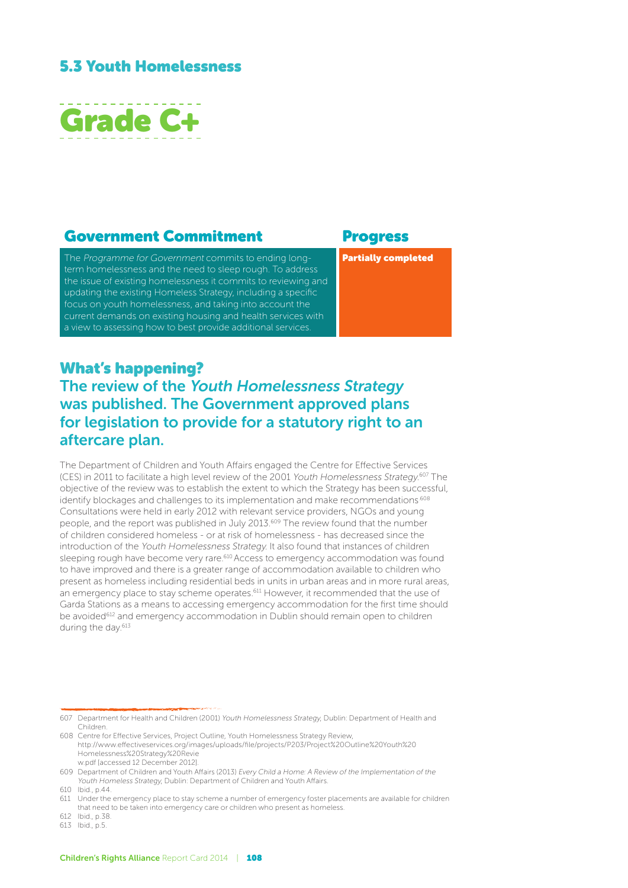## 5.3 Youth Homelessness

# Grade C+

### Government Commitment

The *Programme for Government* commits to ending long-term homelessness and the need to sleep rough. To address the issue of existing homelessness it commits to reviewing and updating the existing Homeless Strategy, including a specific focus on youth homelessness, and taking into account the current demands on existing housing and health services with a view to assessing how to best provide additional services.

### Progress

**Partially completed**

## What's happening?

### The review of the *Youth Homelessness Strategy* was published. The Government approved plans for legislation to provide for a statutory right to an aftercare plan.

The Department of Children and Youth Affairs engaged the Centre for Effective Services (CES) in 2011 to facilitate a high level review of the 2001 *Youth Homelessness Strategy*.[607] The objective of the review was to establish the extent to which the Strategy has been successful, identify blockages and challenges to its implementation and make recommendations.[608] Consultations were held in early 2012 with relevant service providers, NGOs and young people, and the report was published in July 2013.[609] The review found that the number of children considered homeless - or at risk of homelessness - has decreased since the introduction of the *Youth Homelessness Strategy*. It also found that instances of children sleeping rough have become very rare.[610] Access to emergency accommodation was found to have improved and there is a greater range of accommodation available to children who present as homeless including residential beds in units in urban areas and in more rural areas, an emergency place to stay scheme operates.[611] However, it recommended that the use of Garda Stations as a means to accessing emergency accommodation for the first time should be avoided[612] and emergency accommodation in Dublin should remain open to children during the day.[613]

---

607 Department for Health and Children (2001) *Youth Homelessness Strategy*, Dublin: Department of Health and Children.

608 Centre for Effective Services, Project Outline, Youth Homelessness Strategy Review, http://www.effectiveservices.org/images/uploads/file/projects/P203/Project%20Outline%20Youth%20Homelessness%20Strategy%20Review.pdf [accessed 12 December 2012].

609 Department of Children and Youth Affairs (2013) *Every Child a Home: A Review of the Implementation of the Youth Homeless Strategy*, Dublin: Department of Children and Youth Affairs.

610 Ibid., p.44.

611 Under the emergency place to stay scheme a number of emergency foster placements are available for children that need to be taken into emergency care or children who present as homeless.

612 Ibid., p.38.

613 Ibid., p.5.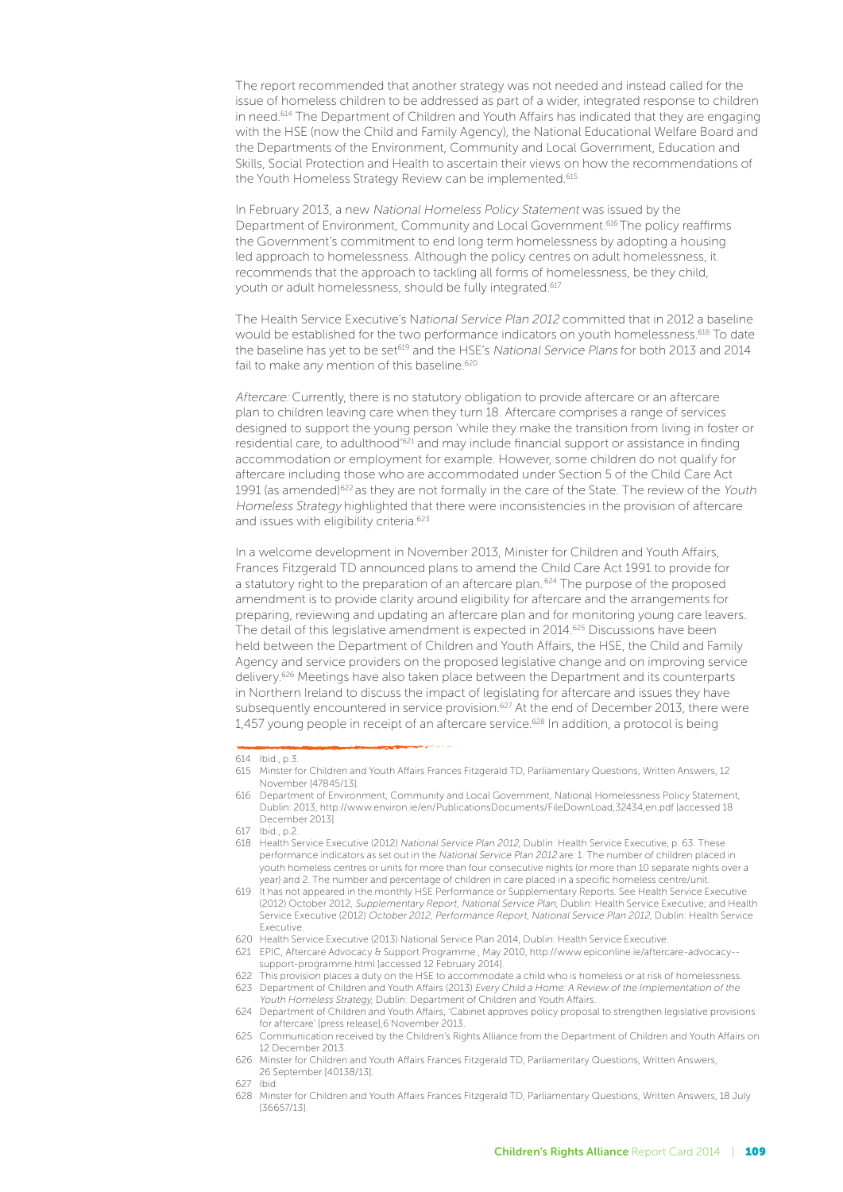The report recommended that another strategy was not needed and instead called for the issue of homeless children to be addressed as part of a wider, integrated response to children in need.[614] The Department of Children and Youth Affairs has indicated that they are engaging with the HSE (now the Child and Family Agency), the National Educational Welfare Board and the Departments of the Environment, Community and Local Government, Education and Skills, Social Protection and Health to ascertain their views on how the recommendations of the Youth Homeless Strategy Review can be implemented.[615]

In February 2013, a new *National Homeless Policy Statement* was issued by the Department of Environment, Community and Local Government.[616] The policy reaffirms the Government's commitment to end long term homelessness by adopting a housing led approach to homelessness. Although the policy centres on adult homelessness, it recommends that the approach to tackling all forms of homelessness, be they child, youth or adult homelessness, should be fully integrated.[617]

The Health Service Executive's N*ational Service Plan 2012* committed that in 2012 a baseline would be established for the two performance indicators on youth homelessness.[618] To date the baseline has yet to be set[619] and the HSE's *National Service Plans* for both 2013 and 2014 fail to make any mention of this baseline.[620]

*Aftercare:* Currently, there is no statutory obligation to provide aftercare or an aftercare plan to children leaving care when they turn 18. Aftercare comprises a range of services designed to support the young person 'while they make the transition from living in foster or residential care, to adulthood'[621] and may include financial support or assistance in finding accommodation or employment for example. However, some children do not qualify for aftercare including those who are accommodated under Section 5 of the Child Care Act 1991 (as amended)[622] as they are not formally in the care of the State. The review of the *Youth Homeless Strategy* highlighted that there were inconsistencies in the provision of aftercare and issues with eligibility criteria.[623]

In a welcome development in November 2013, Minister for Children and Youth Affairs, Frances Fitzgerald TD announced plans to amend the Child Care Act 1991 to provide for a statutory right to the preparation of an aftercare plan.[624] The purpose of the proposed amendment is to provide clarity around eligibility for aftercare and the arrangements for preparing, reviewing and updating an aftercare plan and for monitoring young care leavers. The detail of this legislative amendment is expected in 2014.[625] Discussions have been held between the Department of Children and Youth Affairs, the HSE, the Child and Family Agency and service providers on the proposed legislative change and on improving service delivery.[626] Meetings have also taken place between the Department and its counterparts in Northern Ireland to discuss the impact of legislating for aftercare and issues they have subsequently encountered in service provision.[627] At the end of December 2013, there were 1,457 young people in receipt of an aftercare service.[628] In addition, a protocol is being

---

614 Ibid., p.3.

615 Minster for Children and Youth Affairs Frances Fitzgerald TD, Parliamentary Questions, Written Answers, 12 November [47845/13].

616 Department of Environment, Community and Local Government, National Homelessness Policy Statement, Dublin: 2013, http://www.environ.ie/en/PublicationsDocuments/FileDownLoad,32434,en.pdf [accessed 18 December 2013]

617 Ibid., p.2.

618 Health Service Executive (2012) *National Service Plan 2012*, Dublin: Health Service Executive, p. 63. These performance indicators as set out in the *National Service Plan 2012* are: 1. The number of children placed in youth homeless centres or units for more than four consecutive nights (or more than 10 separate nights over a year) and 2. The number and percentage of children in care placed in a specific homeless centre/unit.

619 It has not appeared in the monthly HSE Performance or Supplementary Reports. See Health Service Executive (2012) October 2012, *Supplementary Report, National Service Plan*, Dublin: Health Service Executive; and Health Service Executive (2012) *October 2012, Performance Report, National Service Plan 2012*, Dublin: Health Service Executive.

620 Health Service Executive (2013) National Service Plan 2014, Dublin: Health Service Executive.

621 EPIC, Aftercare Advocacy & Support Programme , May 2010, http://www.epiconline.ie/aftercare-advocacy--support-programme.html [accessed 12 February 2014].

622 This provision places a duty on the HSE to accommodate a child who is homeless or at risk of homelessness.

623 Department of Children and Youth Affairs (2013) *Every Child a Home: A Review of the Implementation of the Youth Homeless Strategy*, Dublin: Department of Children and Youth Affairs.

624 Department of Children and Youth Affairs, 'Cabinet approves policy proposal to strengthen legislative provisions for aftercare' [press release],6 November 2013.

625 Communication received by the Children's Rights Alliance from the Department of Children and Youth Affairs on 12 December 2013.

626 Minster for Children and Youth Affairs Frances Fitzgerald TD, Parliamentary Questions, Written Answers, 26 September [40138/13].

627 Ibid.

628 Minster for Children and Youth Affairs Frances Fitzgerald TD, Parliamentary Questions, Written Answers, 18 July [36657/13].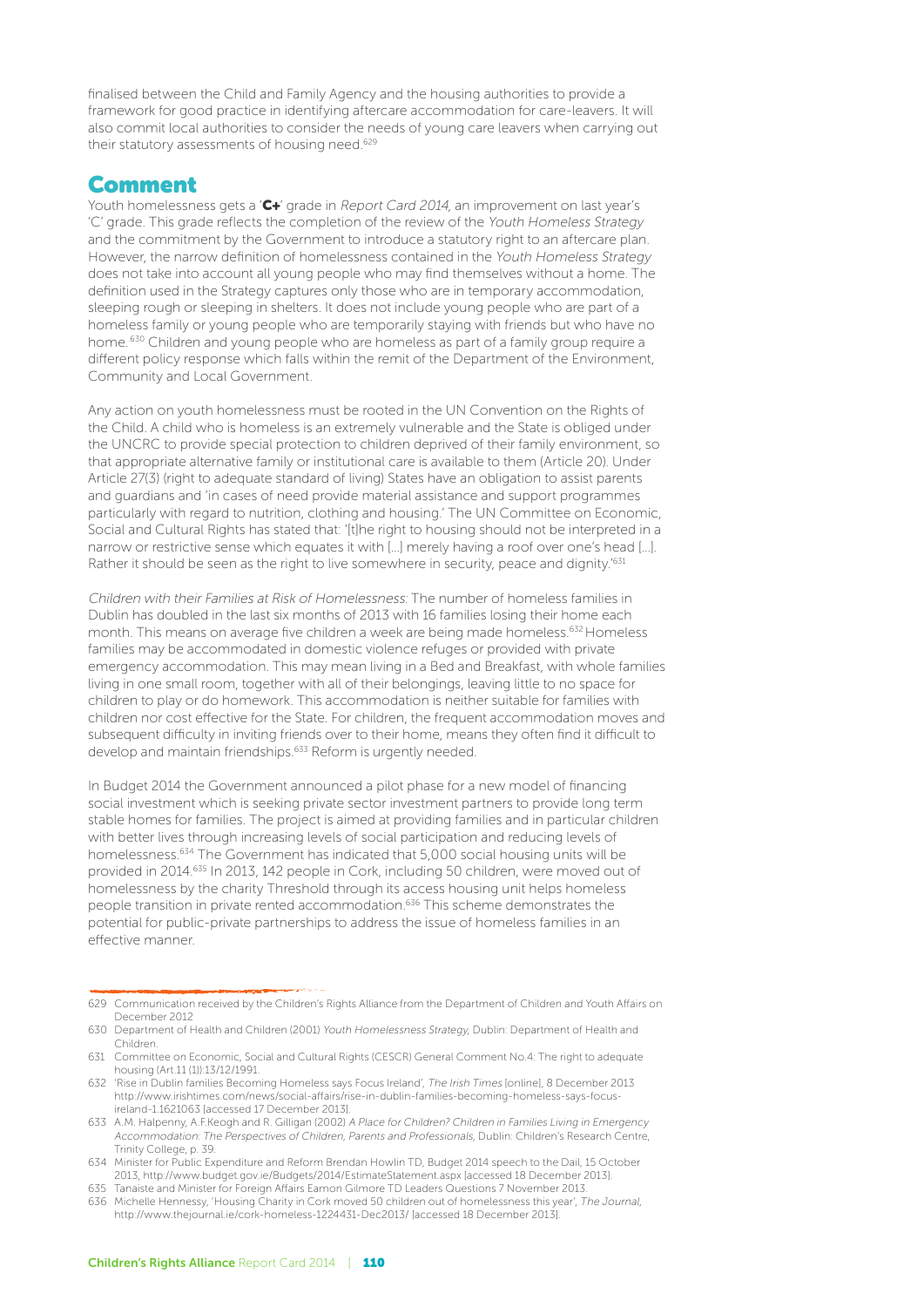finalised between the Child and Family Agency and the housing authorities to provide a framework for good practice in identifying aftercare accommodation for care-leavers. It will also commit local authorities to consider the needs of young care leavers when carrying out their statutory assessments of housing need.[629]

## Comment

Youth homelessness gets a '**C+**' grade in *Report Card 2014*, an improvement on last year's 'C' grade. This grade reflects the completion of the review of the *Youth Homeless Strategy* and the commitment by the Government to introduce a statutory right to an aftercare plan. However, the narrow definition of homelessness contained in the *Youth Homeless Strategy* does not take into account all young people who may find themselves without a home. The definition used in the Strategy captures only those who are in temporary accommodation, sleeping rough or sleeping in shelters. It does not include young people who are part of a homeless family or young people who are temporarily staying with friends but who have no home.[630] Children and young people who are homeless as part of a family group require a different policy response which falls within the remit of the Department of the Environment, Community and Local Government.

Any action on youth homelessness must be rooted in the UN Convention on the Rights of the Child. A child who is homeless is an extremely vulnerable and the State is obliged under the UNCRC to provide special protection to children deprived of their family environment, so that appropriate alternative family or institutional care is available to them (Article 20). Under Article 27(3) (right to adequate standard of living) States have an obligation to assist parents and guardians and 'in cases of need provide material assistance and support programmes particularly with regard to nutrition, clothing and housing.' The UN Committee on Economic, Social and Cultural Rights has stated that: '[t]he right to housing should not be interpreted in a narrow or restrictive sense which equates it with [...] merely having a roof over one's head [...]. Rather it should be seen as the right to live somewhere in security, peace and dignity.'[631]

*Children with their Families at Risk of Homelessness:* The number of homeless families in Dublin has doubled in the last six months of 2013 with 16 families losing their home each month. This means on average five children a week are being made homeless.[632] Homeless families may be accommodated in domestic violence refuges or provided with private emergency accommodation. This may mean living in a Bed and Breakfast, with whole families living in one small room, together with all of their belongings, leaving little to no space for children to play or do homework. This accommodation is neither suitable for families with children nor cost effective for the State. For children, the frequent accommodation moves and subsequent difficulty in inviting friends over to their home, means they often find it difficult to develop and maintain friendships.[633] Reform is urgently needed.

In Budget 2014 the Government announced a pilot phase for a new model of financing social investment which is seeking private sector investment partners to provide long term stable homes for families. The project is aimed at providing families and in particular children with better lives through increasing levels of social participation and reducing levels of homelessness.[634] The Government has indicated that 5,000 social housing units will be provided in 2014.[635] In 2013, 142 people in Cork, including 50 children, were moved out of homelessness by the charity Threshold through its access housing unit helps homeless people transition in private rented accommodation.[636] This scheme demonstrates the potential for public-private partnerships to address the issue of homeless families in an effective manner.

---

629 Communication received by the Children's Rights Alliance from the Department of Children and Youth Affairs on December 2012

630 Department of Health and Children (2001) *Youth Homelessness Strategy*, Dublin: Department of Health and Children.

631 Committee on Economic, Social and Cultural Rights (CESCR) General Comment No.4: The right to adequate housing (Art.11 (1)):13/12/1991.

632 'Rise in Dublin families Becoming Homeless says Focus Ireland', *The Irish Times* [online], 8 December 2013 http://www.irishtimes.com/news/social-affairs/rise-in-dublin-families-becoming-homeless-says-focus-ireland-1.1621063 [accessed 17 December 2013].

633 A.M. Halpenny, A.F.Keogh and R. Gilligan (2002) *A Place for Children? Children in Families Living in Emergency Accommodation: The Perspectives of Children, Parents and Professionals*, Dublin: Children's Research Centre, Trinity College, p. 39.

634 Minister for Public Expenditure and Reform Brendan Howlin TD, Budget 2014 speech to the Dail, 15 October 2013, http://www.budget.gov.ie/Budgets/2014/EstimateStatement.aspx [accessed 18 December 2013].

635 Tanaiste and Minister for Foreign Affairs Eamon Gilmore TD Leaders Questions 7 November 2013.

636 Michelle Hennessy, 'Housing Charity in Cork moved 50 children out of homelessness this year', *The Journal*, http://www.thejournal.ie/cork-homeless-1224431-Dec2013/ [accessed 18 December 2013].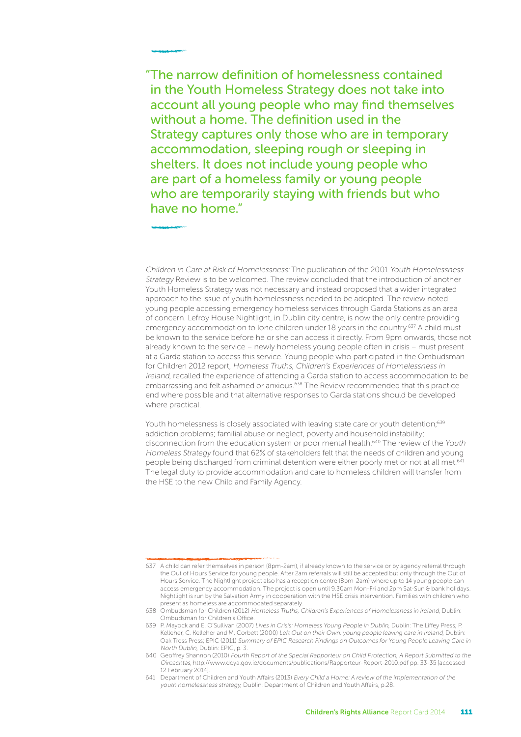> "The narrow definition of homelessness contained in the Youth Homeless Strategy does not take into account all young people who may find themselves without a home. The definition used in the Strategy captures only those who are in temporary accommodation, sleeping rough or sleeping in shelters. It does not include young people who are part of a homeless family or young people who are temporarily staying with friends but who have no home."

*Children in Care at Risk of Homelessness:* The publication of the 2001 *Youth Homelessness Strategy* Review is to be welcomed. The review concluded that the introduction of another Youth Homeless Strategy was not necessary and instead proposed that a wider integrated approach to the issue of youth homelessness needed to be adopted. The review noted young people accessing emergency homeless services through Garda Stations as an area of concern. Lefroy House Nightlight, in Dublin city centre, is now the only centre providing emergency accommodation to lone children under 18 years in the country.[637] A child must be known to the service before he or she can access it directly. From 9pm onwards, those not already known to the service – newly homeless young people often in crisis – must present at a Garda station to access this service. Young people who participated in the Ombudsman for Children 2012 report, *Homeless Truths, Children's Experiences of Homelessness in Ireland*, recalled the experience of attending a Garda station to access accommodation to be embarrassing and felt ashamed or anxious.[638] The Review recommended that this practice end where possible and that alternative responses to Garda stations should be developed where practical.

Youth homelessness is closely associated with leaving state care or youth detention;[639] addiction problems; familial abuse or neglect, poverty and household instability; disconnection from the education system or poor mental health.[640] The review of the *Youth Homeless Strategy* found that 62% of stakeholders felt that the needs of children and young people being discharged from criminal detention were either poorly met or not at all met.[641] The legal duty to provide accommodation and care to homeless children will transfer from the HSE to the new Child and Family Agency.

---

637 A child can refer themselves in person (8pm-2am), if already known to the service or by agency referral through the Out of Hours Service for young people. After 2am referrals will still be accepted but only through the Out of Hours Service. The Nightlight project also has a reception centre (8pm-2am) where up to 14 young people can access emergency accommodation. The project is open until 9.30am Mon-Fri and 2pm Sat-Sun & bank holidays. Nightlight is run by the Salvation Army in cooperation with the HSE crisis intervention. Families with children who present as homeless are accommodated separately.

638 Ombudsman for Children (2012) *Homeless Truths, Children's Experiences of Homelessness in Ireland*, Dublin: Ombudsman for Children's Office.

639 P. Mayock and E. O'Sullivan (2007) *Lives in Crisis: Homeless Young People in Dublin*, Dublin: The Liffey Press; P. Kelleher, C. Kelleher and M. Corbett (2000) *Left Out on their Own: young people leaving care in Ireland*, Dublin: Oak Tress Press; EPIC (2011) *Summary of EPIC Research Findings on Outcomes for Young People Leaving Care in North Dublin*, Dublin: EPIC, p. 3.

640 Geoffrey Shannon (2010) *Fourth Report of the Special Rapporteur on Child Protection, A Report Submitted to the Oireachtas*, http://www.dcya.gov.ie/documents/publications/Rapporteur-Report-2010.pdf pp. 33-35 [accessed 12 February 2014].

641 Department of Children and Youth Affairs (2013) *Every Child a Home: A review of the implementation of the youth homelessness strategy*, Dublin: Department of Children and Youth Affairs, p.28.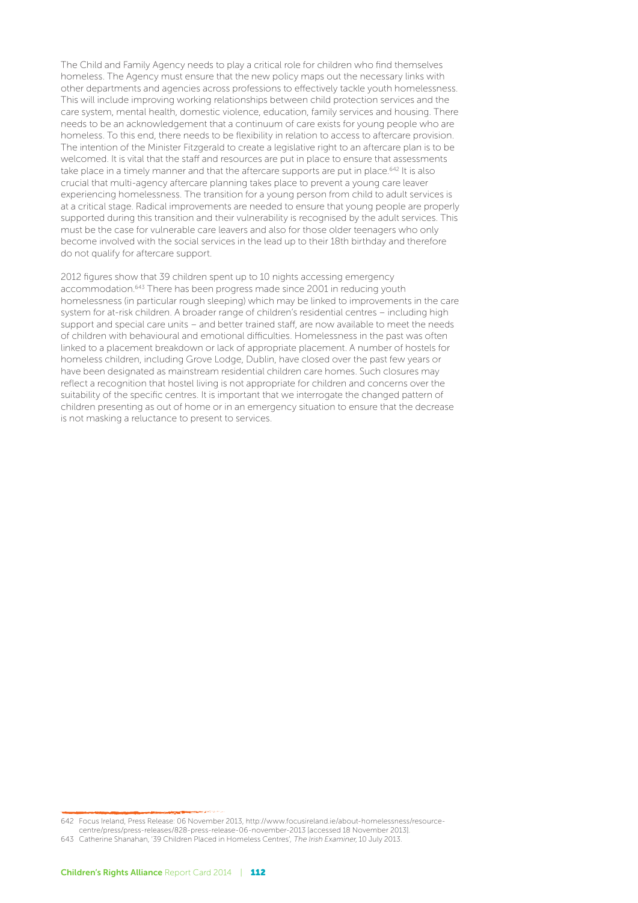The Child and Family Agency needs to play a critical role for children who find themselves homeless. The Agency must ensure that the new policy maps out the necessary links with other departments and agencies across professions to effectively tackle youth homelessness. This will include improving working relationships between child protection services and the care system, mental health, domestic violence, education, family services and housing. There needs to be an acknowledgement that a continuum of care exists for young people who are homeless. To this end, there needs to be flexibility in relation to access to aftercare provision. The intention of the Minister Fitzgerald to create a legislative right to an aftercare plan is to be welcomed. It is vital that the staff and resources are put in place to ensure that assessments take place in a timely manner and that the aftercare supports are put in place.[642] It is also crucial that multi-agency aftercare planning takes place to prevent a young care leaver experiencing homelessness. The transition for a young person from child to adult services is at a critical stage. Radical improvements are needed to ensure that young people are properly supported during this transition and their vulnerability is recognised by the adult services. This must be the case for vulnerable care leavers and also for those older teenagers who only become involved with the social services in the lead up to their 18th birthday and therefore do not qualify for aftercare support.

2012 figures show that 39 children spent up to 10 nights accessing emergency accommodation.[643] There has been progress made since 2001 in reducing youth homelessness (in particular rough sleeping) which may be linked to improvements in the care system for at-risk children. A broader range of children's residential centres – including high support and special care units – and better trained staff, are now available to meet the needs of children with behavioural and emotional difficulties. Homelessness in the past was often linked to a placement breakdown or lack of appropriate placement. A number of hostels for homeless children, including Grove Lodge, Dublin, have closed over the past few years or have been designated as mainstream residential children care homes. Such closures may reflect a recognition that hostel living is not appropriate for children and concerns over the suitability of the specific centres. It is important that we interrogate the changed pattern of children presenting as out of home or in an emergency situation to ensure that the decrease is not masking a reluctance to present to services.

---

642 Focus Ireland, Press Release: 06 November 2013, http://www.focusireland.ie/about-homelessness/resource-centre/press/press-releases/828-press-release-06-november-2013 [accessed 18 November 2013].

643 Catherine Shanahan, '39 Children Placed in Homeless Centres', *The Irish Examiner*, 10 July 2013.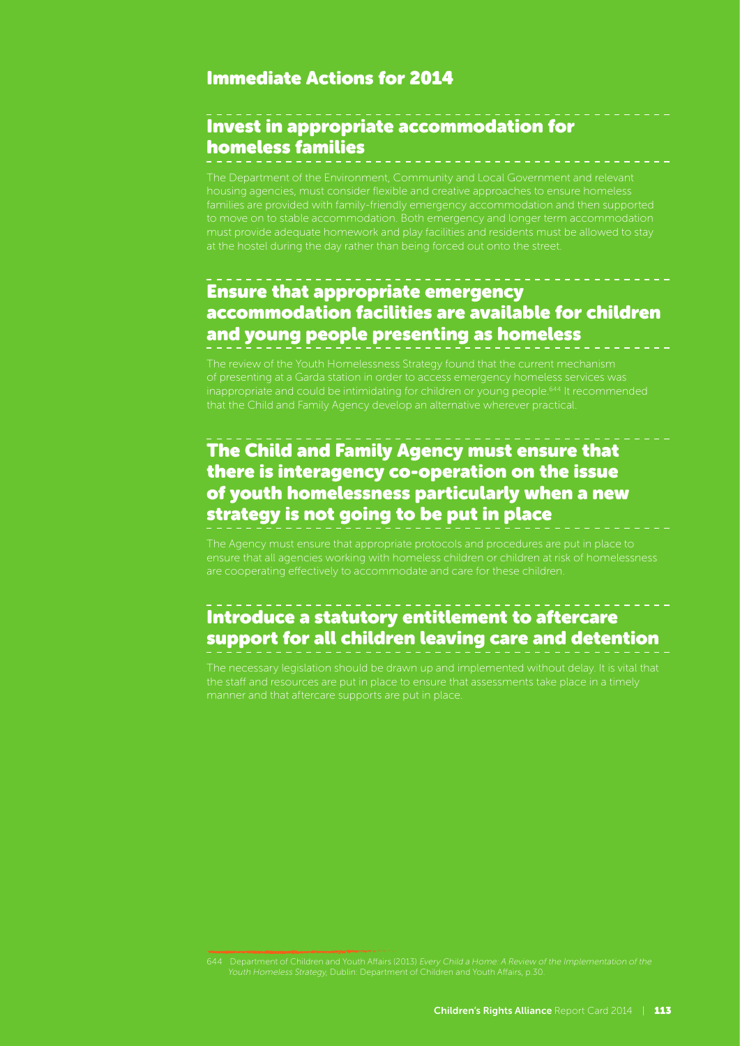## Immediate Actions for 2014

### Invest in appropriate accommodation for homeless families

The Department of the Environment, Community and Local Government and relevant housing agencies, must consider flexible and creative approaches to ensure homeless families are provided with family-friendly emergency accommodation and then supported to move on to stable accommodation. Both emergency and longer term accommodation must provide adequate homework and play facilities and residents must be allowed to stay at the hostel during the day rather than being forced out onto the street.

### Ensure that appropriate emergency accommodation facilities are available for children and young people presenting as homeless

The review of the Youth Homelessness Strategy found that the current mechanism of presenting at a Garda station in order to access emergency homeless services was inappropriate and could be intimidating for children or young people.[644] It recommended that the Child and Family Agency develop an alternative wherever practical.

### The Child and Family Agency must ensure that there is interagency co-operation on the issue of youth homelessness particularly when a new strategy is not going to be put in place

The Agency must ensure that appropriate protocols and procedures are put in place to ensure that all agencies working with homeless children or children at risk of homelessness are cooperating effectively to accommodate and care for these children.

### Introduce a statutory entitlement to aftercare support for all children leaving care and detention

The necessary legislation should be drawn up and implemented without delay. It is vital that the staff and resources are put in place to ensure that assessments take place in a timely manner and that aftercare supports are put in place.

644 Department of Children and Youth Affairs (2013) *Every Child a Home: A Review of the Implementation of the Youth Homeless Strategy*, Dublin: Department of Children and Youth Affairs, p.30.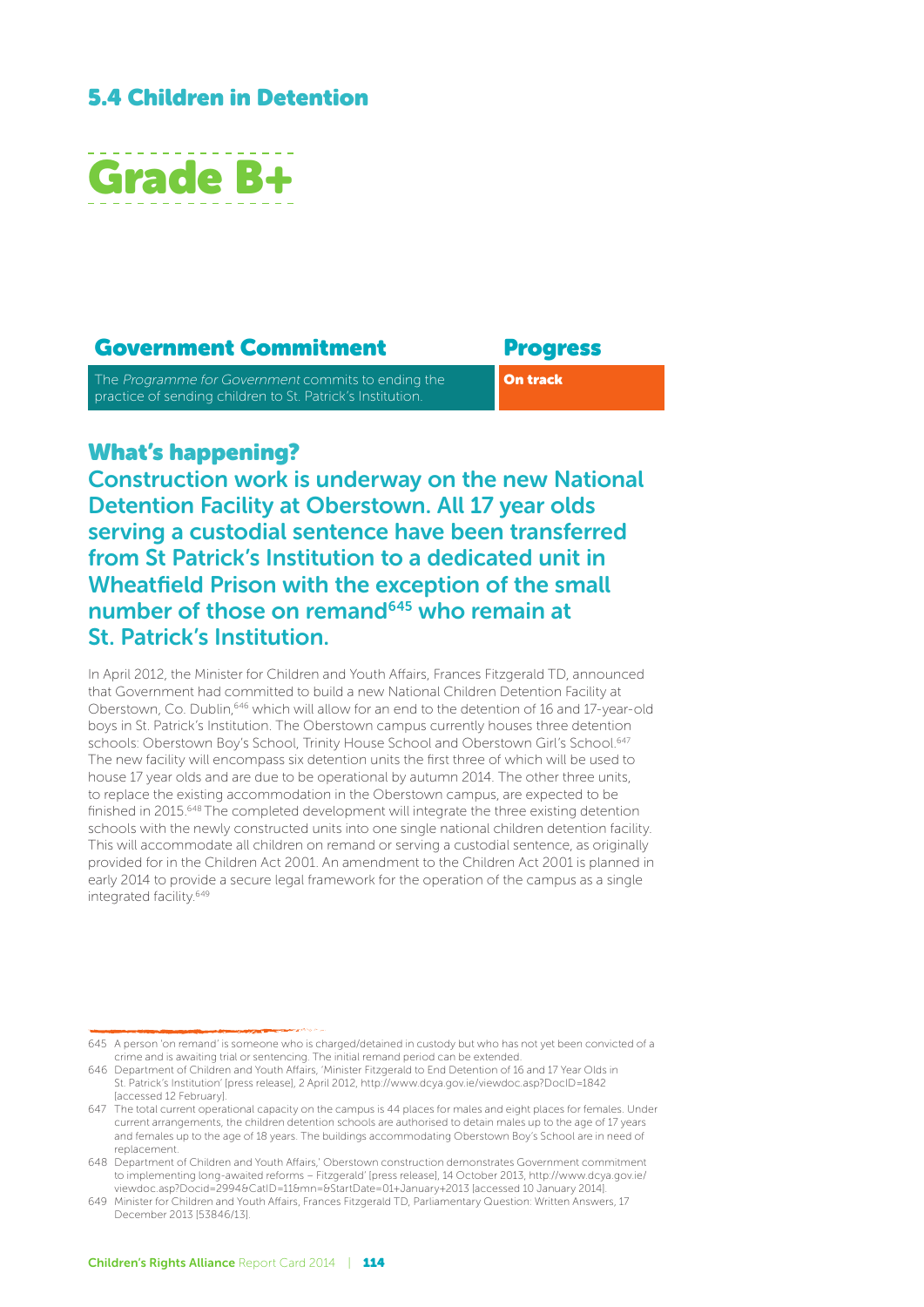## 5.4 Children in Detention

# Grade B+

| Government Commitment | Progress |
| --- | --- |
| The *Programme for Government* commits to ending the practice of sending children to St. Patrick's Institution. | **On track** |

### What's happening?

**Construction work is underway on the new National Detention Facility at Oberstown. All 17 year olds serving a custodial sentence have been transferred from St Patrick's Institution to a dedicated unit in Wheatfield Prison with the exception of the small number of those on remand[645] who remain at St. Patrick's Institution.**

In April 2012, the Minister for Children and Youth Affairs, Frances Fitzgerald TD, announced that Government had committed to build a new National Children Detention Facility at Oberstown, Co. Dublin,[646] which will allow for an end to the detention of 16 and 17-year-old boys in St. Patrick's Institution. The Oberstown campus currently houses three detention schools: Oberstown Boy's School, Trinity House School and Oberstown Girl's School.[647] The new facility will encompass six detention units the first three of which will be used to house 17 year olds and are due to be operational by autumn 2014. The other three units, to replace the existing accommodation in the Oberstown campus, are expected to be finished in 2015.[648] The completed development will integrate the three existing detention schools with the newly constructed units into one single national children detention facility. This will accommodate all children on remand or serving a custodial sentence, as originally provided for in the Children Act 2001. An amendment to the Children Act 2001 is planned in early 2014 to provide a secure legal framework for the operation of the campus as a single integrated facility.[649]

---

645 A person 'on remand' is someone who is charged/detained in custody but who has not yet been convicted of a crime and is awaiting trial or sentencing. The initial remand period can be extended.

646 Department of Children and Youth Affairs, 'Minister Fitzgerald to End Detention of 16 and 17 Year Olds in St. Patrick's Institution' [press release], 2 April 2012, http://www.dcya.gov.ie/viewdoc.asp?DocID=1842 [accessed 12 February].

647 The total current operational capacity on the campus is 44 places for males and eight places for females. Under current arrangements, the children detention schools are authorised to detain males up to the age of 17 years and females up to the age of 18 years. The buildings accommodating Oberstown Boy's School are in need of replacement.

648 Department of Children and Youth Affairs,' Oberstown construction demonstrates Government commitment to implementing long-awaited reforms – Fitzgerald' [press release], 14 October 2013, http://www.dcya.gov.ie/viewdoc.asp?Docid=2994&CatID=11&mn=&StartDate=01+January+2013 [accessed 10 January 2014].

649 Minister for Children and Youth Affairs, Frances Fitzgerald TD, Parliamentary Question: Written Answers, 17 December 2013 [53846/13].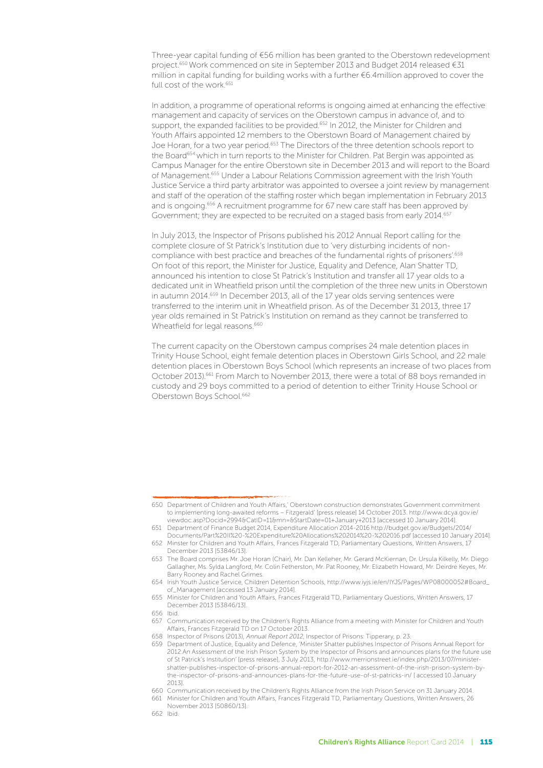Three-year capital funding of €56 million has been granted to the Oberstown redevelopment project.[650] Work commenced on site in September 2013 and Budget 2014 released €31 million in capital funding for building works with a further €6.4million approved to cover the full cost of the work.[651]

In addition, a programme of operational reforms is ongoing aimed at enhancing the effective management and capacity of services on the Oberstown campus in advance of, and to support, the expanded facilities to be provided.[652] In 2012, the Minister for Children and Youth Affairs appointed 12 members to the Oberstown Board of Management chaired by Joe Horan, for a two year period.[653] The Directors of the three detention schools report to the Board[654] which in turn reports to the Minister for Children. Pat Bergin was appointed as Campus Manager for the entire Oberstown site in December 2013 and will report to the Board of Management.[655] Under a Labour Relations Commission agreement with the Irish Youth Justice Service a third party arbitrator was appointed to oversee a joint review by management and staff of the operation of the staffing roster which began implementation in February 2013 and is ongoing.[656] A recruitment programme for 67 new care staff has been approved by Government; they are expected to be recruited on a staged basis from early 2014.[657]

In July 2013, the Inspector of Prisons published his 2012 Annual Report calling for the complete closure of St Patrick's Institution due to 'very disturbing incidents of non-compliance with best practice and breaches of the fundamental rights of prisoners'.[658] On foot of this report, the Minister for Justice, Equality and Defence, Alan Shatter TD, announced his intention to close St Patrick's Institution and transfer all 17 year olds to a dedicated unit in Wheatfield prison until the completion of the three new units in Oberstown in autumn 2014.[659] In December 2013, all of the 17 year olds serving sentences were transferred to the interim unit in Wheatfield prison. As of the December 31 2013, three 17 year olds remained in St Patrick's Institution on remand as they cannot be transferred to Wheatfield for legal reasons.[660]

The current capacity on the Oberstown campus comprises 24 male detention places in Trinity House School, eight female detention places in Oberstown Girls School, and 22 male detention places in Oberstown Boys School (which represents an increase of two places from October 2013).[661] From March to November 2013, there were a total of 88 boys remanded in custody and 29 boys committed to a period of detention to either Trinity House School or Oberstown Boys School.[662]

---

650 Department of Children and Youth Affairs,' Oberstown construction demonstrates Government commitment to implementing long-awaited reforms – Fitzgerald' [press release] 14 October 2013. http://www.dcya.gov.ie/viewdoc.asp?Docid=2994&CatID=11&mn=&StartDate=01+January+2013 [accessed 10 January 2014].

651 Department of Finance Budget 2014, Expenditure Allocation 2014-2016 http://budget.gov.ie/Budgets/2014/Documents/Part%20II%20-%20Expenditure%20Allocations%202014%20-%202016.pdf [accessed 10 January 2014].

652 Minster for Children and Youth Affairs, Frances Fitzgerald TD, Parliamentary Questions, Written Answers, 17 December 2013 [53846/13].

653 The Board comprises Mr. Joe Horan (Chair), Mr. Dan Kelleher, Mr. Gerard McKiernan, Dr. Ursula Kilkelly, Mr. Diego Gallagher, Ms. Sylda Langford, Mr. Colin Fetherston, Mr. Pat Rooney, Mr. Elizabeth Howard, Mr. Deirdre Keyes, Mr. Barry Rooney and Rachel Grimes.

654 Irish Youth Justice Service, Children Detention Schools, http://www.iyjs.ie/en/IYJS/Pages/WP08000052#Board_of_Management [accessed 13 January 2014].

655 Minister for Children and Youth Affairs, Frances Fitzgerald TD, Parliamentary Questions, Written Answers, 17 December 2013 [53846/13].

656 Ibid.

657 Communication received by the Children's Rights Alliance from a meeting with Minister for Children and Youth Affairs, Frances Fitzgerald TD on 17 October 2013.

658 Inspector of Prisons (2013), *Annual Report 2012*, Inspector of Prisons: Tipperary, p. 23.

659 Department of Justice, Equality and Defence, 'Minister Shatter publishes Inspector of Prisons Annual Report for 2012:An Assessment of the Irish Prison System by the Inspector of Prisons and announces plans for the future use of St Patrick's Institution' [press release], 3 July 2013, http://www.merrionstreet.ie/index.php/2013/07/minister-shatter-publishes-inspector-of-prisons-annual-report-for-2012-an-assessment-of-the-irish-prison-system-by-the-inspector-of-prisons-and-announces-plans-for-the-future-use-of-st-patricks-in/ [ accessed 10 January 2013].

660 Communication received by the Children's Rights Alliance from the Irish Prison Service on 31 January 2014.

661 Minister for Children and Youth Affairs, Frances Fitzgerald TD, Parliamentary Questions, Written Answers, 26 November 2013 [50860/13].

662 Ibid.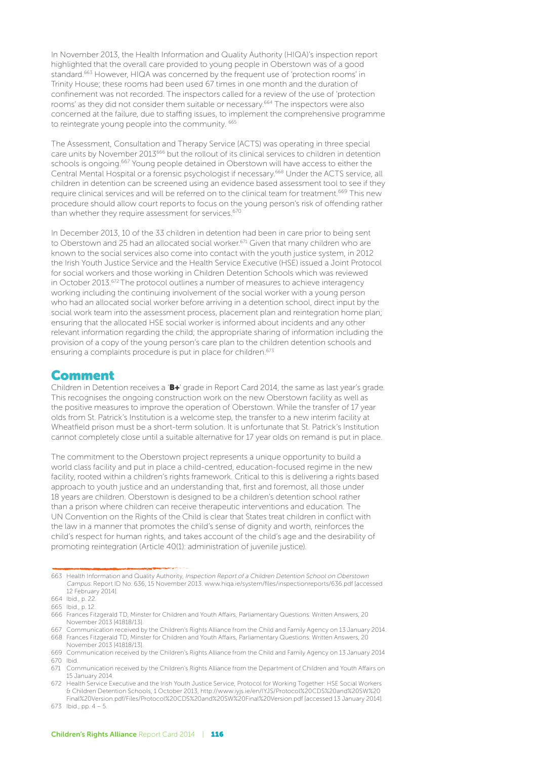In November 2013, the Health Information and Quality Authority (HIQA)'s inspection report highlighted that the overall care provided to young people in Oberstown was of a good standard.[663] However, HIQA was concerned by the frequent use of 'protection rooms' in Trinity House; these rooms had been used 67 times in one month and the duration of confinement was not recorded. The inspectors called for a review of the use of 'protection rooms' as they did not consider them suitable or necessary.[664] The inspectors were also concerned at the failure, due to staffing issues, to implement the comprehensive programme to reintegrate young people into the community. [665]

The Assessment, Consultation and Therapy Service (ACTS) was operating in three special care units by November 2013[666] but the rollout of its clinical services to children in detention schools is ongoing.[667] Young people detained in Oberstown will have access to either the Central Mental Hospital or a forensic psychologist if necessary.[668] Under the ACTS service, all children in detention can be screened using an evidence based assessment tool to see if they require clinical services and will be referred on to the clinical team for treatment.[669] This new procedure should allow court reports to focus on the young person's risk of offending rather than whether they require assessment for services.[670]

In December 2013, 10 of the 33 children in detention had been in care prior to being sent to Oberstown and 25 had an allocated social worker.[671] Given that many children who are known to the social services also come into contact with the youth justice system, in 2012 the Irish Youth Justice Service and the Health Service Executive (HSE) issued a Joint Protocol for social workers and those working in Children Detention Schools which was reviewed in October 2013.[672] The protocol outlines a number of measures to achieve interagency working including the continuing involvement of the social worker with a young person who had an allocated social worker before arriving in a detention school, direct input by the social work team into the assessment process, placement plan and reintegration home plan; ensuring that the allocated HSE social worker is informed about incidents and any other relevant information regarding the child; the appropriate sharing of information including the provision of a copy of the young person's care plan to the children detention schools and ensuring a complaints procedure is put in place for children.[673]

## Comment

Children in Detention receives a '**B+**' grade in Report Card 2014, the same as last year's grade. This recognises the ongoing construction work on the new Oberstown facility as well as the positive measures to improve the operation of Oberstown. While the transfer of 17 year olds from St. Patrick's Institution is a welcome step, the transfer to a new interim facility at Wheatfield prison must be a short-term solution. It is unfortunate that St. Patrick's Institution cannot completely close until a suitable alternative for 17 year olds on remand is put in place.

The commitment to the Oberstown project represents a unique opportunity to build a world class facility and put in place a child-centred, education-focused regime in the new facility, rooted within a children's rights framework. Critical to this is delivering a rights based approach to youth justice and an understanding that, first and foremost, all those under 18 years are children. Oberstown is designed to be a children's detention school rather than a prison where children can receive therapeutic interventions and education. The UN Convention on the Rights of the Child is clear that States treat children in conflict with the law in a manner that promotes the child's sense of dignity and worth, reinforces the child's respect for human rights, and takes account of the child's age and the desirability of promoting reintegration (Article 40(1): administration of juvenile justice).

---

663 Health Information and Quality Authority, *Inspection Report of a Children Detention School on Oberstown Campus*: Report ID No. 636, 15 November 2013. www.hiqa.ie/system/files/inspectionreports/636.pdf [accessed 12 February 2014].

664 Ibid., p. 22.

665 Ibid., p. 12.

666 Frances Fitzgerald TD, Minster for Children and Youth Affairs, Parliamentary Questions: Written Answers, 20 November 2013 [41818/13].

667 Communication received by the Children's Rights Alliance from the Child and Family Agency on 13 January 2014.

668 Frances Fitzgerald TD, Minster for Children and Youth Affairs, Parliamentary Questions: Written Answers, 20 November 2013 [41818/13].

669 Communication received by the Children's Rights Alliance from the Child and Family Agency on 13 January 2014

670 Ibid.

671 Communication received by the Children's Rights Alliance from the Department of Children and Youth Affairs on 15 January 2014.

672 Health Service Executive and the Irish Youth Justice Service, Protocol for Working Together: HSE Social Workers & Children Detention Schools, 1 October 2013, http://www.iyjs.ie/en/IYJS/Protocol%20CDS%20and%20SW%20Final%20Version.pdf/Files/Protocol%20CDS%20and%20SW%20Final%20Version.pdf [accessed 13 January 2014].

673 Ibid., pp. 4 – 5.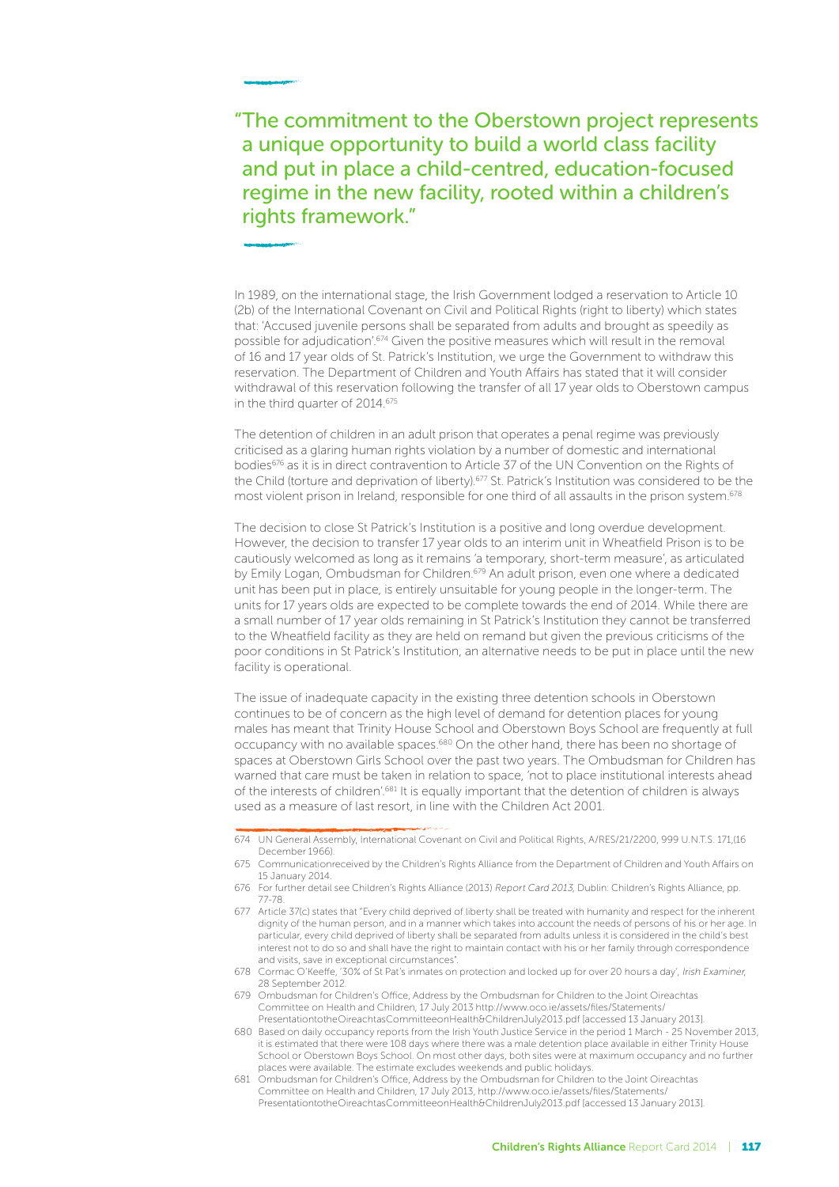> "The commitment to the Oberstown project represents a unique opportunity to build a world class facility and put in place a child-centred, education-focused regime in the new facility, rooted within a children's rights framework."

In 1989, on the international stage, the Irish Government lodged a reservation to Article 10 (2b) of the International Covenant on Civil and Political Rights (right to liberty) which states that: 'Accused juvenile persons shall be separated from adults and brought as speedily as possible for adjudication'.[674] Given the positive measures which will result in the removal of 16 and 17 year olds of St. Patrick's Institution, we urge the Government to withdraw this reservation. The Department of Children and Youth Affairs has stated that it will consider withdrawal of this reservation following the transfer of all 17 year olds to Oberstown campus in the third quarter of 2014.[675]

The detention of children in an adult prison that operates a penal regime was previously criticised as a glaring human rights violation by a number of domestic and international bodies[676] as it is in direct contravention to Article 37 of the UN Convention on the Rights of the Child (torture and deprivation of liberty).[677] St. Patrick's Institution was considered to be the most violent prison in Ireland, responsible for one third of all assaults in the prison system.[678]

The decision to close St Patrick's Institution is a positive and long overdue development. However, the decision to transfer 17 year olds to an interim unit in Wheatfield Prison is to be cautiously welcomed as long as it remains 'a temporary, short-term measure', as articulated by Emily Logan, Ombudsman for Children.[679] An adult prison, even one where a dedicated unit has been put in place, is entirely unsuitable for young people in the longer-term. The units for 17 years olds are expected to be complete towards the end of 2014. While there are a small number of 17 year olds remaining in St Patrick's Institution they cannot be transferred to the Wheatfield facility as they are held on remand but given the previous criticisms of the poor conditions in St Patrick's Institution, an alternative needs to be put in place until the new facility is operational.

The issue of inadequate capacity in the existing three detention schools in Oberstown continues to be of concern as the high level of demand for detention places for young males has meant that Trinity House School and Oberstown Boys School are frequently at full occupancy with no available spaces.[680] On the other hand, there has been no shortage of spaces at Oberstown Girls School over the past two years. The Ombudsman for Children has warned that care must be taken in relation to space, 'not to place institutional interests ahead of the interests of children'.[681] It is equally important that the detention of children is always used as a measure of last resort, in line with the Children Act 2001.

---

674 UN General Assembly, International Covenant on Civil and Political Rights, A/RES/21/2200, 999 U.N.T.S. 171,(16 December 1966).

675 Communicationreceived by the Children's Rights Alliance from the Department of Children and Youth Affairs on 15 January 2014.

676 For further detail see Children's Rights Alliance (2013) *Report Card 2013*, Dublin: Children's Rights Alliance, pp. 77-78.

677 Article 37(c) states that "Every child deprived of liberty shall be treated with humanity and respect for the inherent dignity of the human person, and in a manner which takes into account the needs of persons of his or her age. In particular, every child deprived of liberty shall be separated from adults unless it is considered in the child's best interest not to do so and shall have the right to maintain contact with his or her family through correspondence and visits, save in exceptional circumstances".

678 Cormac O'Keeffe, '30% of St Pat's inmates on protection and locked up for over 20 hours a day', *Irish Examiner*, 28 September 2012.

679 Ombudsman for Children's Office, Address by the Ombudsman for Children to the Joint Oireachtas Committee on Health and Children, 17 July 2013 http://www.oco.ie/assets/files/Statements/PresentationtotheOireachtasCommitteeonHealth&ChildrenJuly2013.pdf [accessed 13 January 2013].

680 Based on daily occupancy reports from the Irish Youth Justice Service in the period 1 March - 25 November 2013, it is estimated that there were 108 days where there was a male detention place available in either Trinity House School or Oberstown Boys School. On most other days, both sites were at maximum occupancy and no further places were available. The estimate excludes weekends and public holidays.

681 Ombudsman for Children's Office, Address by the Ombudsman for Children to the Joint Oireachtas Committee on Health and Children, 17 July 2013, http://www.oco.ie/assets/files/Statements/PresentationtotheOireachtasCommitteeonHealth&ChildrenJuly2013.pdf [accessed 13 January 2013].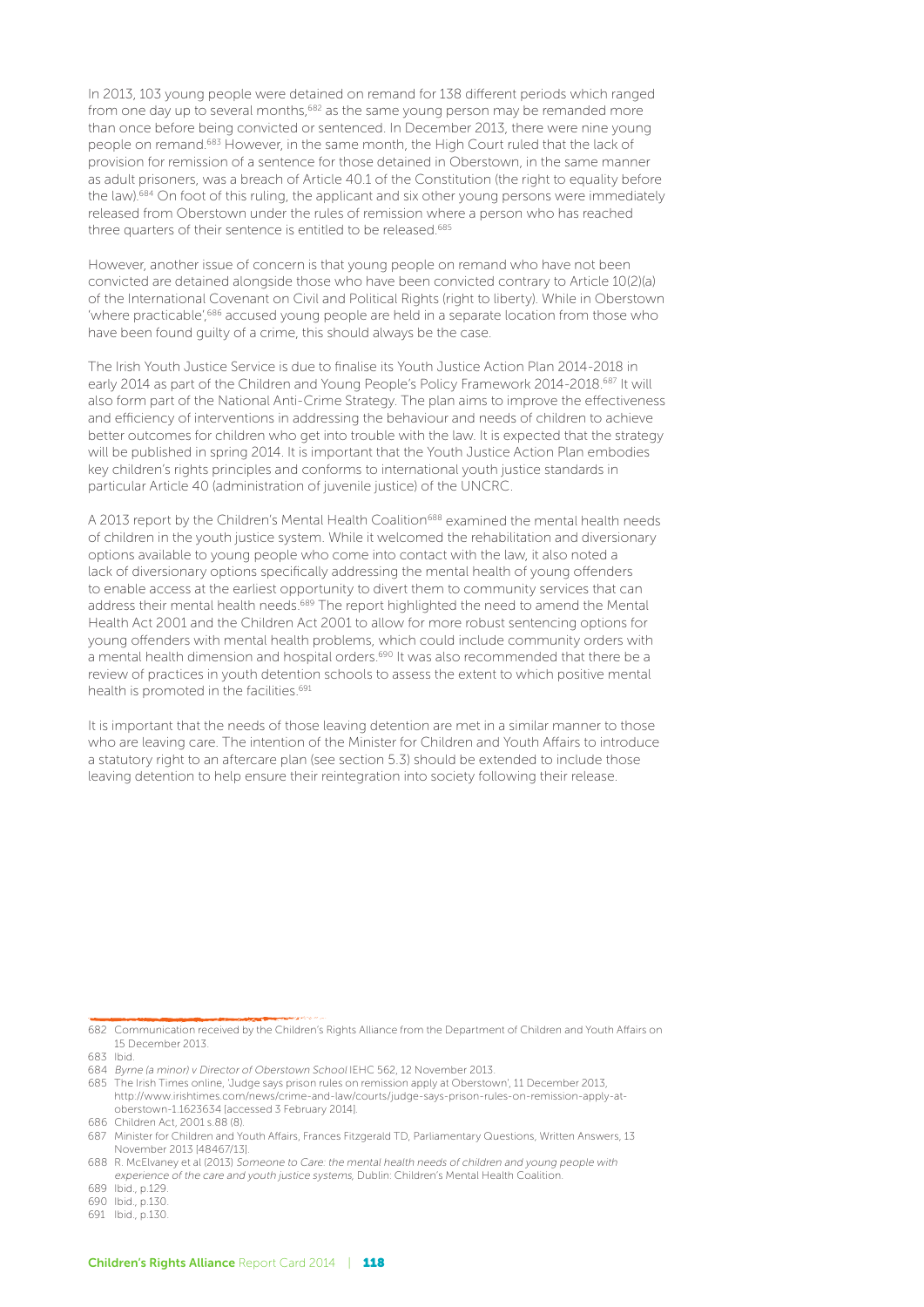In 2013, 103 young people were detained on remand for 138 different periods which ranged from one day up to several months,[682] as the same young person may be remanded more than once before being convicted or sentenced. In December 2013, there were nine young people on remand.[683] However, in the same month, the High Court ruled that the lack of provision for remission of a sentence for those detained in Oberstown, in the same manner as adult prisoners, was a breach of Article 40.1 of the Constitution (the right to equality before the law).[684] On foot of this ruling, the applicant and six other young persons were immediately released from Oberstown under the rules of remission where a person who has reached three quarters of their sentence is entitled to be released.[685]

However, another issue of concern is that young people on remand who have not been convicted are detained alongside those who have been convicted contrary to Article 10(2)(a) of the International Covenant on Civil and Political Rights (right to liberty). While in Oberstown 'where practicable',[686] accused young people are held in a separate location from those who have been found guilty of a crime, this should always be the case.

The Irish Youth Justice Service is due to finalise its Youth Justice Action Plan 2014-2018 in early 2014 as part of the Children and Young People's Policy Framework 2014-2018.[687] It will also form part of the National Anti-Crime Strategy. The plan aims to improve the effectiveness and efficiency of interventions in addressing the behaviour and needs of children to achieve better outcomes for children who get into trouble with the law. It is expected that the strategy will be published in spring 2014. It is important that the Youth Justice Action Plan embodies key children's rights principles and conforms to international youth justice standards in particular Article 40 (administration of juvenile justice) of the UNCRC.

A 2013 report by the Children's Mental Health Coalition[688] examined the mental health needs of children in the youth justice system. While it welcomed the rehabilitation and diversionary options available to young people who come into contact with the law, it also noted a lack of diversionary options specifically addressing the mental health of young offenders to enable access at the earliest opportunity to divert them to community services that can address their mental health needs.[689] The report highlighted the need to amend the Mental Health Act 2001 and the Children Act 2001 to allow for more robust sentencing options for young offenders with mental health problems, which could include community orders with a mental health dimension and hospital orders.[690] It was also recommended that there be a review of practices in youth detention schools to assess the extent to which positive mental health is promoted in the facilities.[691]

It is important that the needs of those leaving detention are met in a similar manner to those who are leaving care. The intention of the Minister for Children and Youth Affairs to introduce a statutory right to an aftercare plan (see section 5.3) should be extended to include those leaving detention to help ensure their reintegration into society following their release.

---

682 Communication received by the Children's Rights Alliance from the Department of Children and Youth Affairs on 15 December 2013.

683 Ibid.

684 *Byrne (a minor) v Director of Oberstown School* IEHC 562, 12 November 2013.

685 The Irish Times online, 'Judge says prison rules on remission apply at Oberstown', 11 December 2013, http://www.irishtimes.com/news/crime-and-law/courts/judge-says-prison-rules-on-remission-apply-at-oberstown-1.1623634 [accessed 3 February 2014].

686 Children Act, 2001 s.88 (8).

687 Minister for Children and Youth Affairs, Frances Fitzgerald TD, Parliamentary Questions, Written Answers, 13 November 2013 [48467/13].

688 R. McElvaney et al (2013) *Someone to Care: the mental health needs of children and young people with experience of the care and youth justice systems,* Dublin: Children's Mental Health Coalition.

689 Ibid., p.129.

690 Ibid., p.130.

691 Ibid., p.130.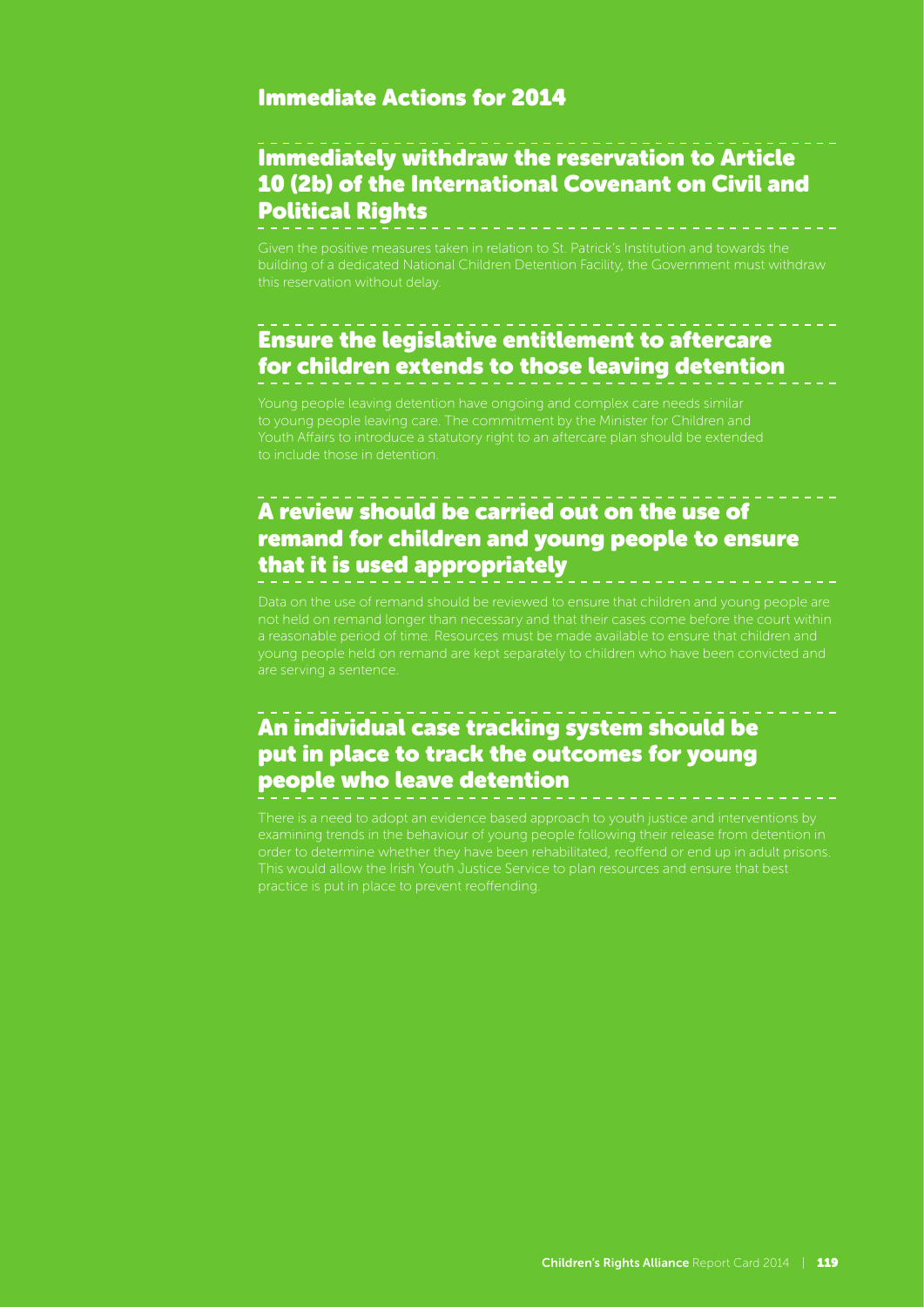## Immediate Actions for 2014

### Immediately withdraw the reservation to Article 10 (2b) of the International Covenant on Civil and Political Rights

Given the positive measures taken in relation to St. Patrick's Institution and towards the building of a dedicated National Children Detention Facility, the Government must withdraw this reservation without delay.

### Ensure the legislative entitlement to aftercare for children extends to those leaving detention

Young people leaving detention have ongoing and complex care needs similar to young people leaving care. The commitment by the Minister for Children and Youth Affairs to introduce a statutory right to an aftercare plan should be extended to include those in detention.

### A review should be carried out on the use of remand for children and young people to ensure that it is used appropriately

Data on the use of remand should be reviewed to ensure that children and young people are not held on remand longer than necessary and that their cases come before the court within a reasonable period of time. Resources must be made available to ensure that children and young people held on remand are kept separately to children who have been convicted and are serving a sentence.

### An individual case tracking system should be put in place to track the outcomes for young people who leave detention

There is a need to adopt an evidence based approach to youth justice and interventions by examining trends in the behaviour of young people following their release from detention in order to determine whether they have been rehabilitated, reoffend or end up in adult prisons. This would allow the Irish Youth Justice Service to plan resources and ensure that best practice is put in place to prevent reoffending.